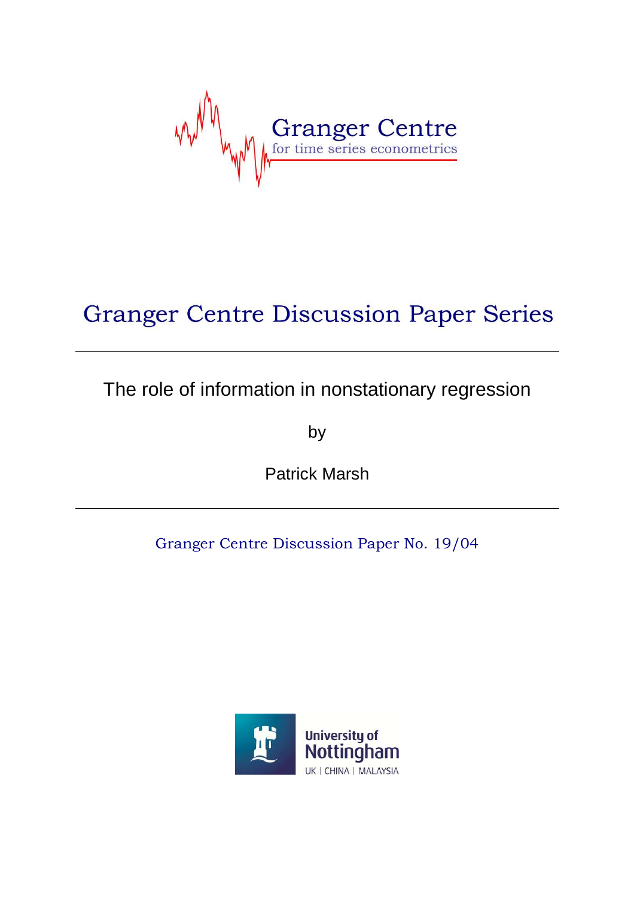Granger Centre
for time series econometrics

# Granger Centre Discussion Paper Series

---

The role of information in nonstationary regression

by

Patrick Marsh

---

Granger Centre Discussion Paper No. 19/04

University of Nottingham
UK | CHINA | MALAYSIA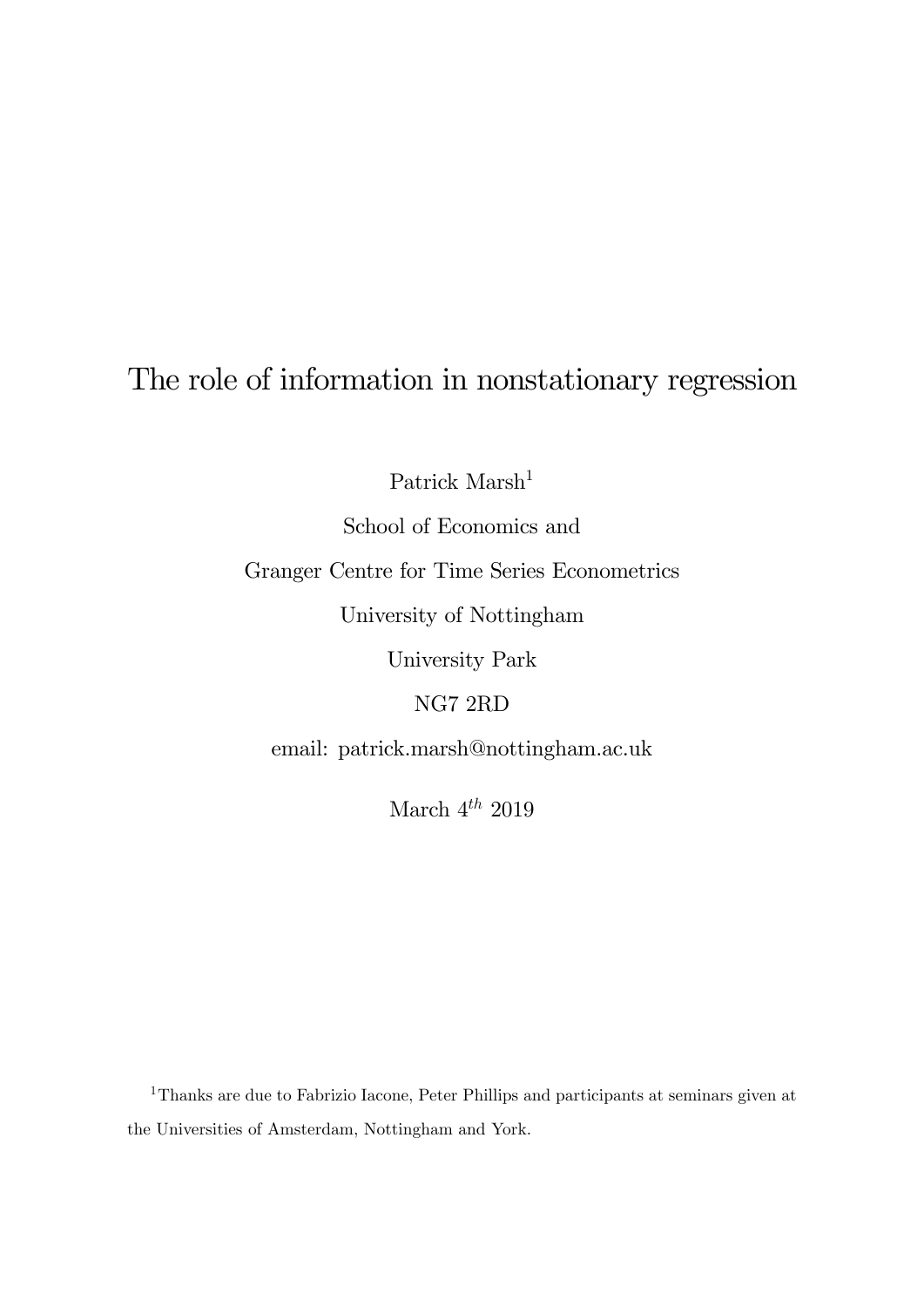# The role of information in nonstationary regression

Patrick Marsh[1]

School of Economics and

Granger Centre for Time Series Econometrics

University of Nottingham

University Park

NG7 2RD

email: patrick.marsh@nottingham.ac.uk

March $4^{th}$ 2019

[1] Thanks are due to Fabrizio Iacone, Peter Phillips and participants at seminars given at the Universities of Amsterdam, Nottingham and York.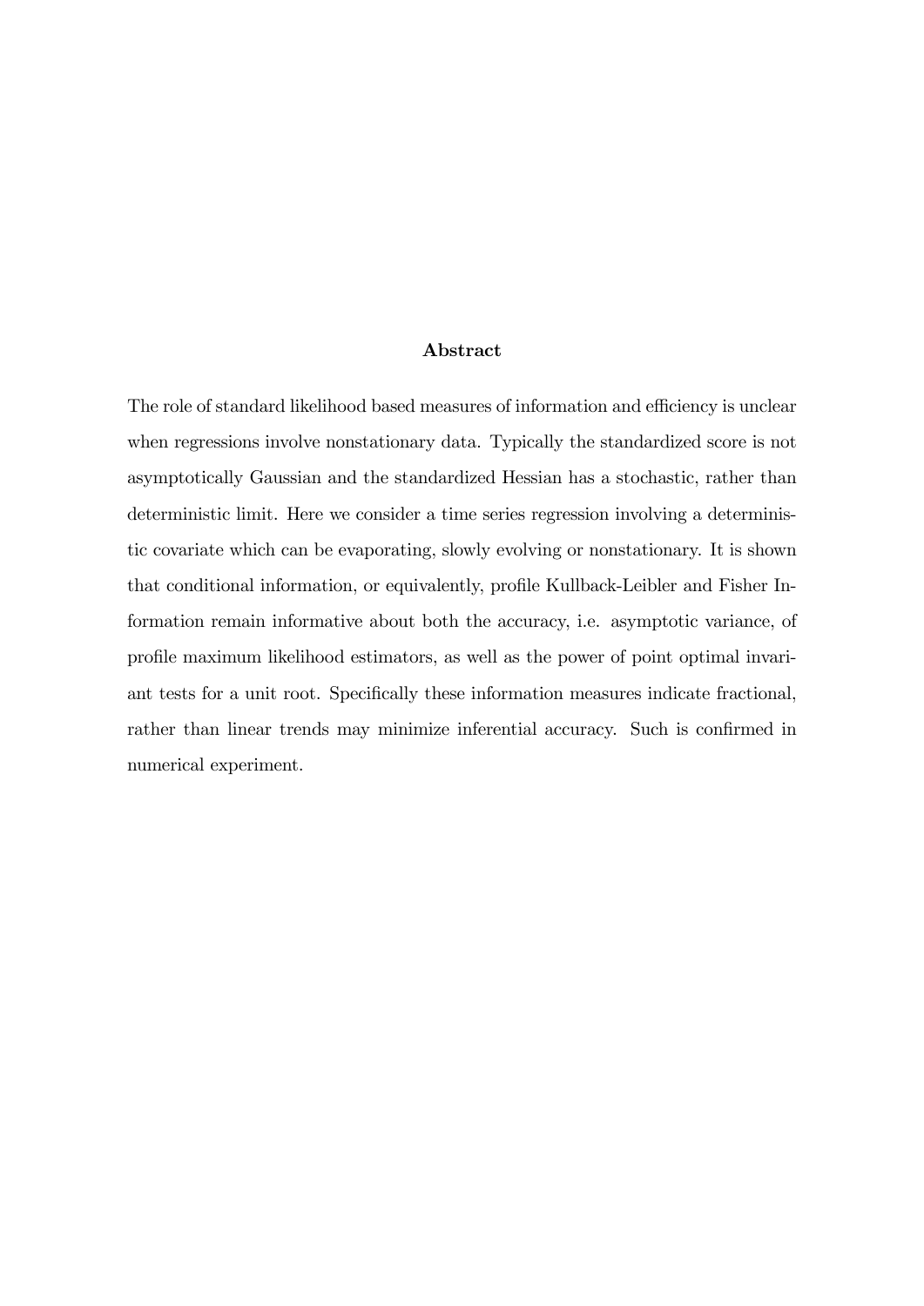## Abstract

The role of standard likelihood based measures of information and efficiency is unclear when regressions involve nonstationary data. Typically the standardized score is not asymptotically Gaussian and the standardized Hessian has a stochastic, rather than deterministic limit. Here we consider a time series regression involving a deterministic covariate which can be evaporating, slowly evolving or nonstationary. It is shown that conditional information, or equivalently, profile Kullback-Leibler and Fisher Information remain informative about both the accuracy, i.e. asymptotic variance, of profile maximum likelihood estimators, as well as the power of point optimal invariant tests for a unit root. Specifically these information measures indicate fractional, rather than linear trends may minimize inferential accuracy. Such is confirmed in numerical experiment.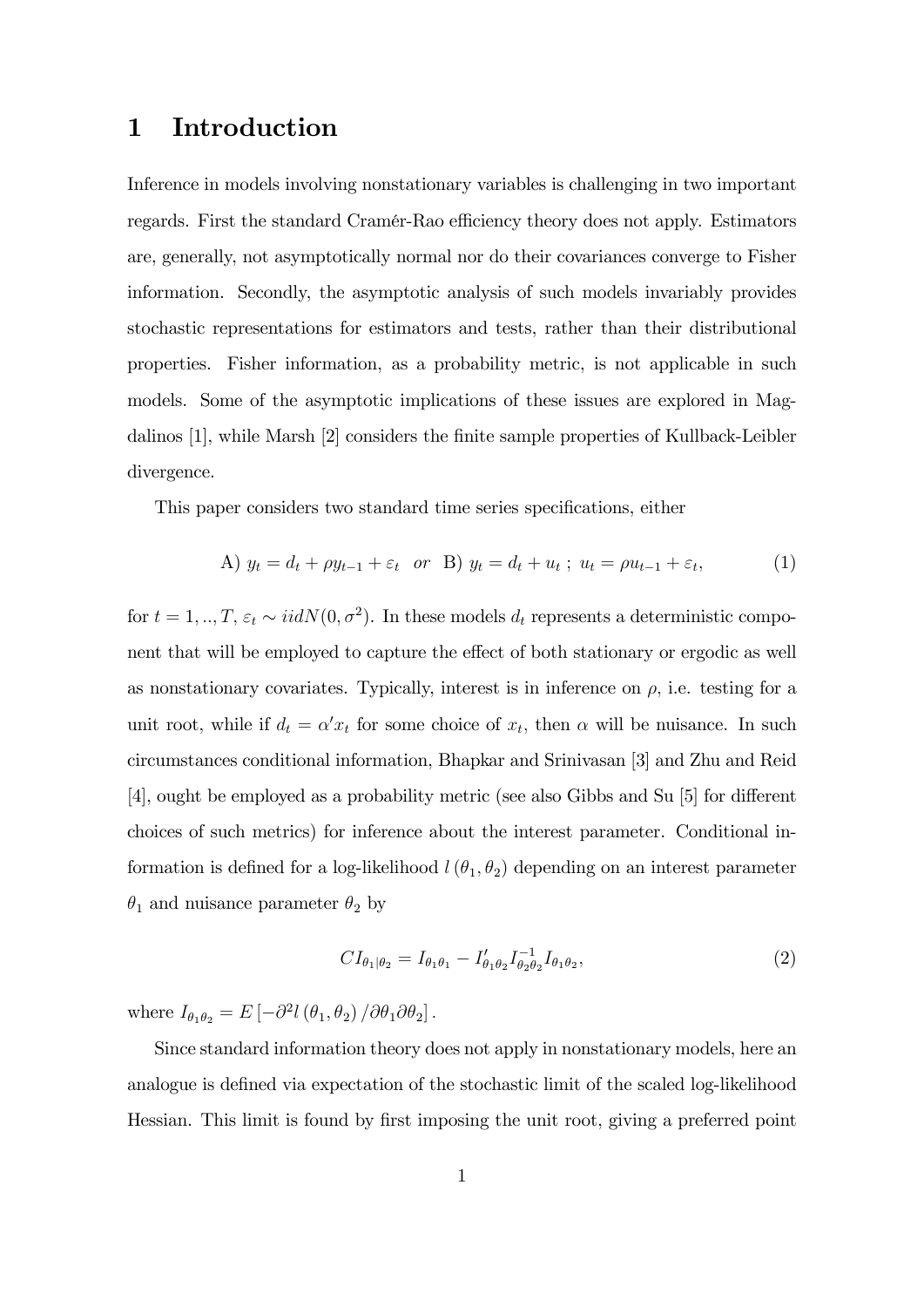# 1 Introduction

Inference in models involving nonstationary variables is challenging in two important regards. First the standard Cramér-Rao efficiency theory does not apply. Estimators are, generally, not asymptotically normal nor do their covariances converge to Fisher information. Secondly, the asymptotic analysis of such models invariably provides stochastic representations for estimators and tests, rather than their distributional properties. Fisher information, as a probability metric, is not applicable in such models. Some of the asymptotic implications of these issues are explored in Magdalinos [1], while Marsh [2] considers the finite sample properties of Kullback-Leibler divergence.

This paper considers two standard time series specifications, either

$$\text{A) } y_t = d_t + \rho y_{t-1} + \varepsilon_t \quad or \quad \text{B) } y_t = d_t + u_t \text{ ; } u_t = \rho u_{t-1} + \varepsilon_t, \tag{1}$$

for $t = 1, .., T$, $\varepsilon_t \sim iidN(0, \sigma^2)$. In these models $d_t$ represents a deterministic component that will be employed to capture the effect of both stationary or ergodic as well as nonstationary covariates. Typically, interest is in inference on $\rho$, i.e. testing for a unit root, while if $d_t = \alpha' x_t$ for some choice of $x_t$, then $\alpha$ will be nuisance. In such circumstances conditional information, Bhapkar and Srinivasan [3] and Zhu and Reid [4], ought be employed as a probability metric (see also Gibbs and Su [5] for different choices of such metrics) for inference about the interest parameter. Conditional information is defined for a log-likelihood $l(\theta_1, \theta_2)$ depending on an interest parameter $\theta_1$ and nuisance parameter $\theta_2$ by

$$CI_{\theta_1|\theta_2} = I_{\theta_1\theta_1} - I'_{\theta_1\theta_2} I^{-1}_{\theta_2\theta_2} I_{\theta_1\theta_2}, \tag{2}$$

where $I_{\theta_1\theta_2} = E\left[-\partial^2 l(\theta_1, \theta_2) / \partial\theta_1\partial\theta_2\right].$

Since standard information theory does not apply in nonstationary models, here an analogue is defined via expectation of the stochastic limit of the scaled log-likelihood Hessian. This limit is found by first imposing the unit root, giving a preferred point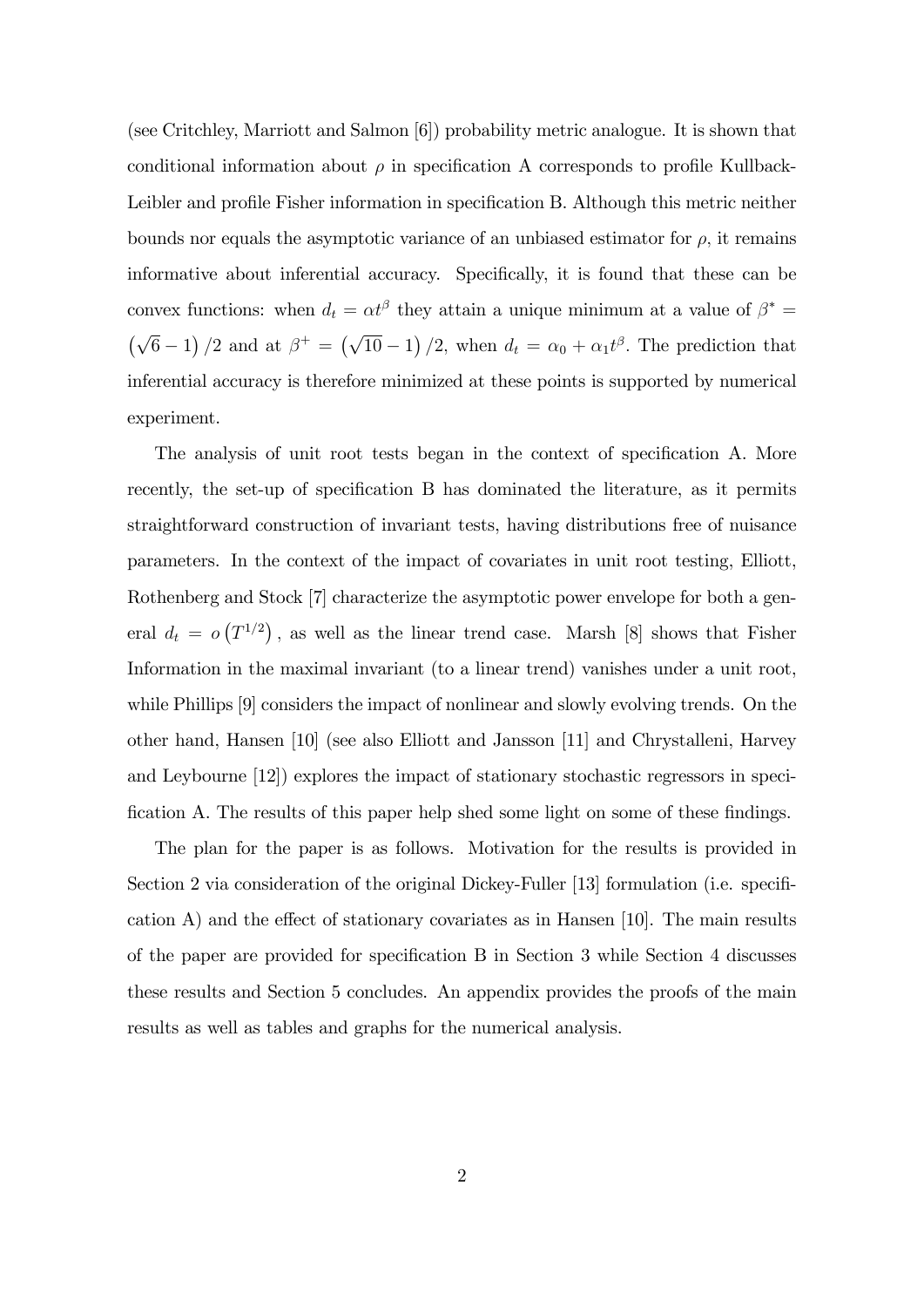(see Critchley, Marriott and Salmon [6]) probability metric analogue. It is shown that conditional information about $\rho$ in specification A corresponds to profile Kullback-Leibler and profile Fisher information in specification B. Although this metric neither bounds nor equals the asymptotic variance of an unbiased estimator for $\rho$, it remains informative about inferential accuracy. Specifically, it is found that these can be convex functions: when $d_t = \alpha t^{\beta}$ they attain a unique minimum at a value of $\beta^* = \left(\sqrt{6}-1\right)/2$ and at $\beta^+ = \left(\sqrt{10}-1\right)/2$, when $d_t = \alpha_0 + \alpha_1 t^{\beta}$. The prediction that inferential accuracy is therefore minimized at these points is supported by numerical experiment.

The analysis of unit root tests began in the context of specification A. More recently, the set-up of specification B has dominated the literature, as it permits straightforward construction of invariant tests, having distributions free of nuisance parameters. In the context of the impact of covariates in unit root testing, Elliott, Rothenberg and Stock [7] characterize the asymptotic power envelope for both a general $d_t = o\left(T^{1/2}\right)$, as well as the linear trend case. Marsh [8] shows that Fisher Information in the maximal invariant (to a linear trend) vanishes under a unit root, while Phillips [9] considers the impact of nonlinear and slowly evolving trends. On the other hand, Hansen [10] (see also Elliott and Jansson [11] and Chrystalleni, Harvey and Leybourne [12]) explores the impact of stationary stochastic regressors in specification A. The results of this paper help shed some light on some of these findings.

The plan for the paper is as follows. Motivation for the results is provided in Section 2 via consideration of the original Dickey-Fuller [13] formulation (i.e. specification A) and the effect of stationary covariates as in Hansen [10]. The main results of the paper are provided for specification B in Section 3 while Section 4 discusses these results and Section 5 concludes. An appendix provides the proofs of the main results as well as tables and graphs for the numerical analysis.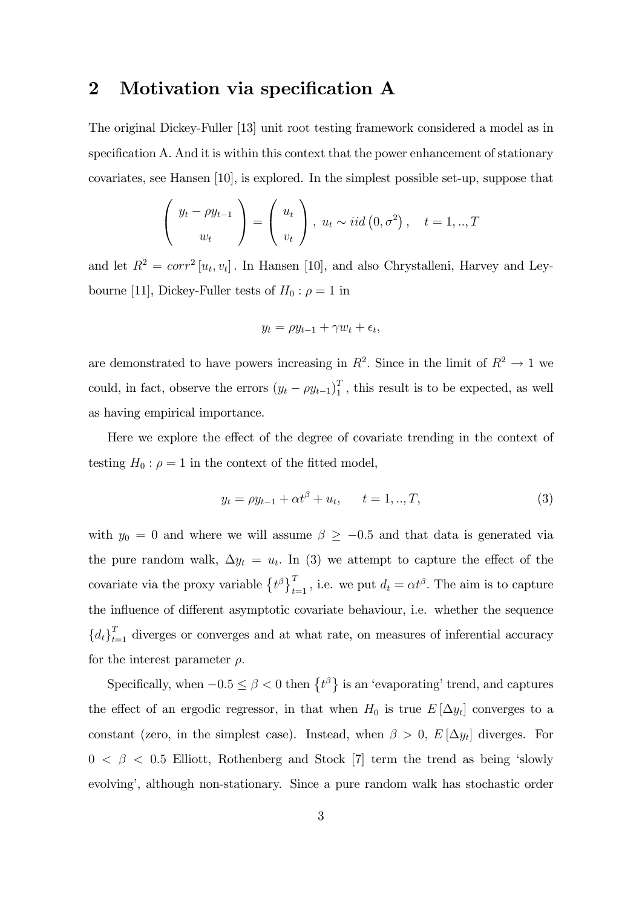## 2 Motivation via specification A

The original Dickey-Fuller [13] unit root testing framework considered a model as in specification A. And it is within this context that the power enhancement of stationary covariates, see Hansen [10], is explored. In the simplest possible set-up, suppose that

$$\begin{pmatrix} y_t - \rho y_{t-1} \\ w_t \end{pmatrix} = \begin{pmatrix} u_t \\ v_t \end{pmatrix}, \; u_t \sim iid\left(0, \sigma^2\right), \quad t = 1, .., T$$

and let $R^2 = corr^2\left[u_t, v_t\right]$. In Hansen [10], and also Chrystalleni, Harvey and Leybourne [11], Dickey-Fuller tests of $H_0 : \rho = 1$ in

$$y_t = \rho y_{t-1} + \gamma w_t + \epsilon_t,$$

are demonstrated to have powers increasing in $R^2$. Since in the limit of $R^2 \to 1$ we could, in fact, observe the errors $\left(y_t - \rho y_{t-1}\right)_1^T$, this result is to be expected, as well as having empirical importance.

Here we explore the effect of the degree of covariate trending in the context of testing $H_0 : \rho = 1$ in the context of the fitted model,

$$y_t = \rho y_{t-1} + \alpha t^\beta + u_t, \qquad t = 1, .., T, \tag{3}$$

with $y_0 = 0$ and where we will assume $\beta \geq -0.5$ and that data is generated via the pure random walk, $\Delta y_t = u_t$. In (3) we attempt to capture the effect of the covariate via the proxy variable $\left\{t^\beta\right\}_{t=1}^T$, i.e. we put $d_t = \alpha t^\beta$. The aim is to capture the influence of different asymptotic covariate behaviour, i.e. whether the sequence $\left\{d_t\right\}_{t=1}^T$ diverges or converges and at what rate, on measures of inferential accuracy for the interest parameter $\rho$.

Specifically, when $-0.5 \leq \beta < 0$ then $\left\{t^\beta\right\}$ is an 'evaporating' trend, and captures the effect of an ergodic regressor, in that when $H_0$ is true $E\left[\Delta y_t\right]$ converges to a constant (zero, in the simplest case). Instead, when $\beta > 0$, $E\left[\Delta y_t\right]$ diverges. For $0 < \beta < 0.5$ Elliott, Rothenberg and Stock [7] term the trend as being 'slowly evolving', although non-stationary. Since a pure random walk has stochastic order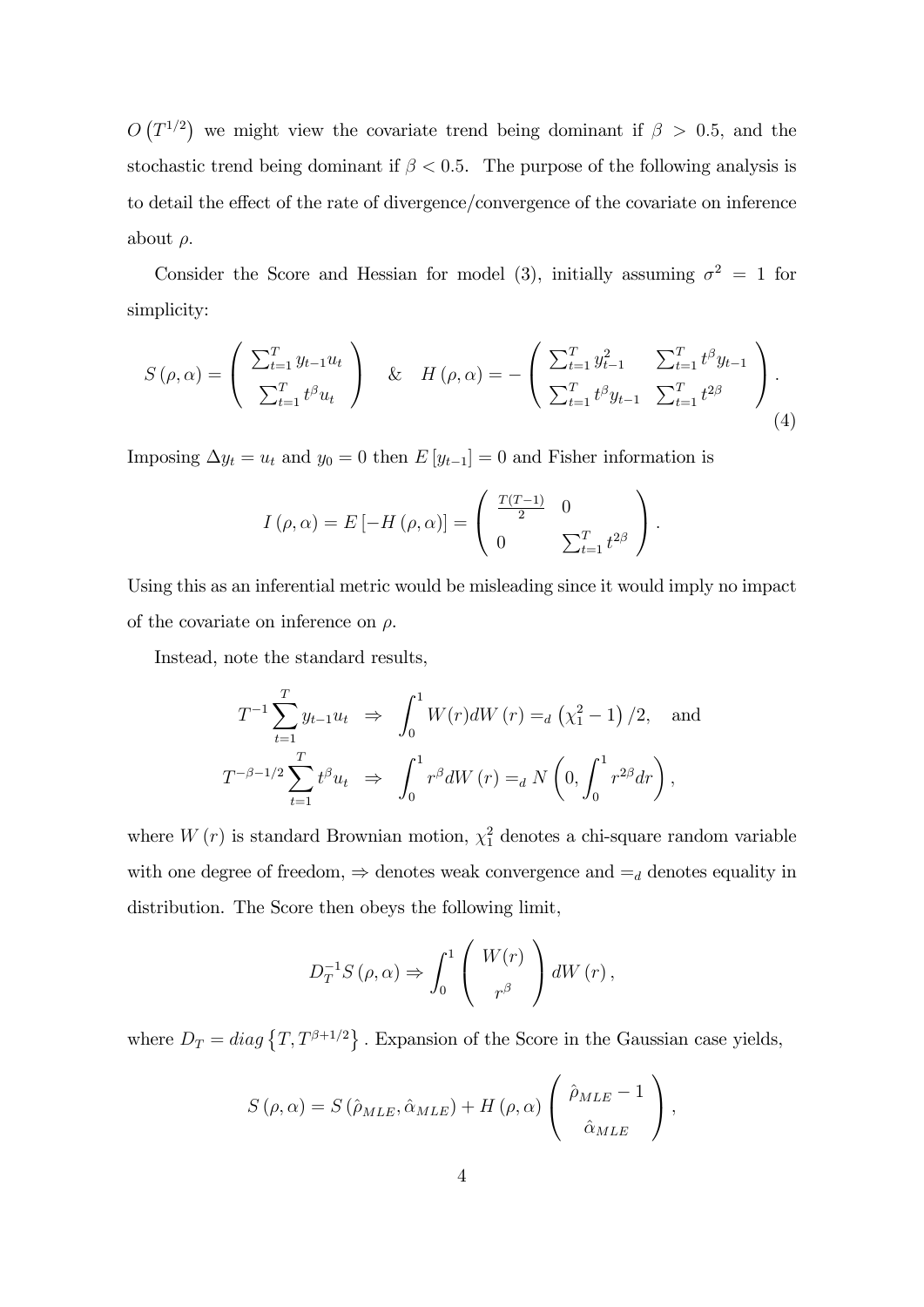$O\left(T^{1/2}\right)$ we might view the covariate trend being dominant if $\beta > 0.5$, and the stochastic trend being dominant if $\beta < 0.5$. The purpose of the following analysis is to detail the effect of the rate of divergence/convergence of the covariate on inference about $\rho$.

Consider the Score and Hessian for model (3), initially assuming $\sigma^2 = 1$ for simplicity:

$$S\left(\rho,\alpha\right) = \left(\begin{array}{c} \sum_{t=1}^{T} y_{t-1}u_t \\ \sum_{t=1}^{T} t^{\beta}u_t \end{array}\right) \quad \& \quad H\left(\rho,\alpha\right) = -\left(\begin{array}{cc} \sum_{t=1}^{T} y_{t-1}^2 & \sum_{t=1}^{T} t^{\beta}y_{t-1} \\ \sum_{t=1}^{T} t^{\beta}y_{t-1} & \sum_{t=1}^{T} t^{2\beta} \end{array}\right). \tag{4}$$

Imposing $\Delta y_t = u_t$ and $y_0 = 0$ then $E\left[y_{t-1}\right] = 0$ and Fisher information is

$$I\left(\rho,\alpha\right) = E\left[-H\left(\rho,\alpha\right)\right] = \left(\begin{array}{cc} \frac{T(T-1)}{2} & 0 \\ 0 & \sum_{t=1}^{T} t^{2\beta} \end{array}\right).$$

Using this as an inferential metric would be misleading since it would imply no impact of the covariate on inference on $\rho$.

Instead, note the standard results,

$$\begin{aligned} T^{-1}\sum_{t=1}^{T} y_{t-1}u_t &\Rightarrow \int_0^1 W(r)dW\left(r\right) =_d \left(\chi_1^2 - 1\right)/2, \quad \text{and} \\ T^{-\beta-1/2}\sum_{t=1}^{T} t^{\beta}u_t &\Rightarrow \int_0^1 r^{\beta}dW\left(r\right) =_d N\left(0, \int_0^1 r^{2\beta}dr\right), \end{aligned}$$

where $W\left(r\right)$ is standard Brownian motion, $\chi_1^2$ denotes a chi-square random variable with one degree of freedom, $\Rightarrow$ denotes weak convergence and $=_d$ denotes equality in distribution. The Score then obeys the following limit,

$$D_T^{-1}S\left(\rho,\alpha\right) \Rightarrow \int_0^1 \left(\begin{array}{c} W(r) \\ r^{\beta} \end{array}\right) dW\left(r\right),$$

where $D_T = diag\left\{T, T^{\beta+1/2}\right\}$. Expansion of the Score in the Gaussian case yields,

$$S\left(\rho,\alpha\right) = S\left(\hat{\rho}_{MLE}, \hat{\alpha}_{MLE}\right) + H\left(\rho,\alpha\right)\left(\begin{array}{c} \hat{\rho}_{MLE} - 1 \\ \hat{\alpha}_{MLE} \end{array}\right),$$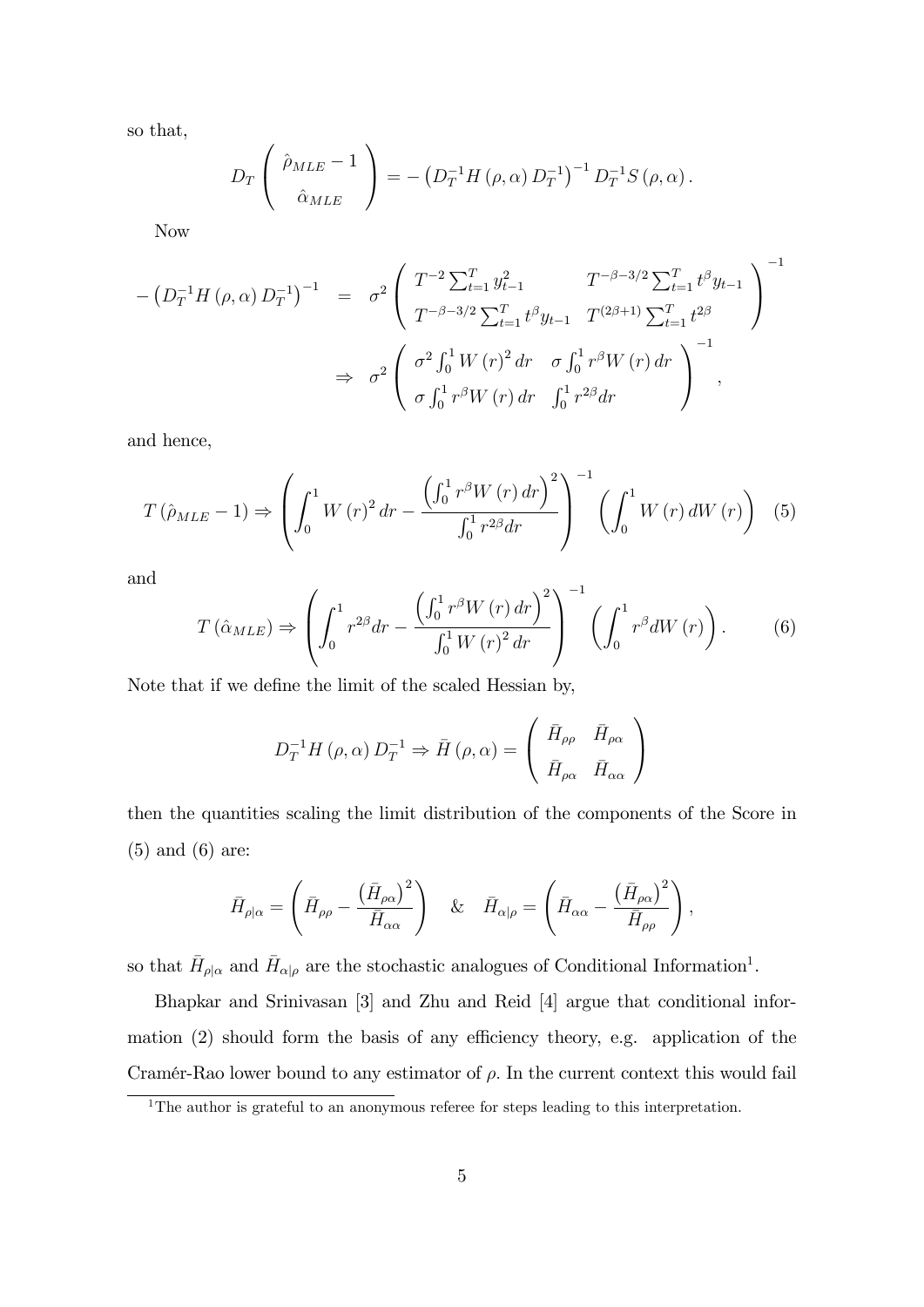so that,

$$D_T \begin{pmatrix} \hat{\rho}_{MLE} - 1 \\ \hat{\alpha}_{MLE} \end{pmatrix} = -\left(D_T^{-1} H\left(\rho, \alpha\right) D_T^{-1}\right)^{-1} D_T^{-1} S\left(\rho, \alpha\right).$$

Now

$$\begin{aligned} -\left(D_T^{-1} H\left(\rho, \alpha\right) D_T^{-1}\right)^{-1} &= \sigma^2 \begin{pmatrix} T^{-2} \sum_{t=1}^T y_{t-1}^2 & T^{-\beta-3/2} \sum_{t=1}^T t^\beta y_{t-1} \\ T^{-\beta-3/2} \sum_{t=1}^T t^\beta y_{t-1} & T^{(2\beta+1)} \sum_{t=1}^T t^{2\beta} \end{pmatrix}^{-1} \\ &\Rightarrow \sigma^2 \begin{pmatrix} \sigma^2 \int_0^1 W\left(r\right)^2 dr & \sigma \int_0^1 r^\beta W\left(r\right) dr \\ \sigma \int_0^1 r^\beta W\left(r\right) dr & \int_0^1 r^{2\beta} dr \end{pmatrix}^{-1}, \end{aligned}$$

and hence,

$$T\left(\hat{\rho}_{MLE} - 1\right) \Rightarrow \left(\int_0^1 W\left(r\right)^2 dr - \frac{\left(\int_0^1 r^\beta W\left(r\right) dr\right)^2}{\int_0^1 r^{2\beta} dr}\right)^{-1} \left(\int_0^1 W\left(r\right) dW\left(r\right)\right) \quad (5)$$

and

$$T\left(\hat{\alpha}_{MLE}\right) \Rightarrow \left(\int_0^1 r^{2\beta} dr - \frac{\left(\int_0^1 r^\beta W\left(r\right) dr\right)^2}{\int_0^1 W\left(r\right)^2 dr}\right)^{-1} \left(\int_0^1 r^\beta dW\left(r\right)\right). \quad (6)$$

Note that if we define the limit of the scaled Hessian by,

$$D_T^{-1} H\left(\rho, \alpha\right) D_T^{-1} \Rightarrow \bar{H}\left(\rho, \alpha\right) = \begin{pmatrix} \bar{H}_{\rho\rho} & \bar{H}_{\rho\alpha} \\ \bar{H}_{\rho\alpha} & \bar{H}_{\alpha\alpha} \end{pmatrix}$$

then the quantities scaling the limit distribution of the components of the Score in (5) and (6) are:

$$\bar{H}_{\rho|\alpha} = \left(\bar{H}_{\rho\rho} - \frac{\left(\bar{H}_{\rho\alpha}\right)^2}{\bar{H}_{\alpha\alpha}}\right) \quad \& \quad \bar{H}_{\alpha|\rho} = \left(\bar{H}_{\alpha\alpha} - \frac{\left(\bar{H}_{\rho\alpha}\right)^2}{\bar{H}_{\rho\rho}}\right),$$

so that $\bar{H}_{\rho|\alpha}$ and $\bar{H}_{\alpha|\rho}$ are the stochastic analogues of Conditional Information[1].

Bhapkar and Srinivasan [3] and Zhu and Reid [4] argue that conditional information (2) should form the basis of any efficiency theory, e.g. application of the Cramér-Rao lower bound to any estimator of $\rho$. In the current context this would fail

[1] The author is grateful to an anonymous referee for steps leading to this interpretation.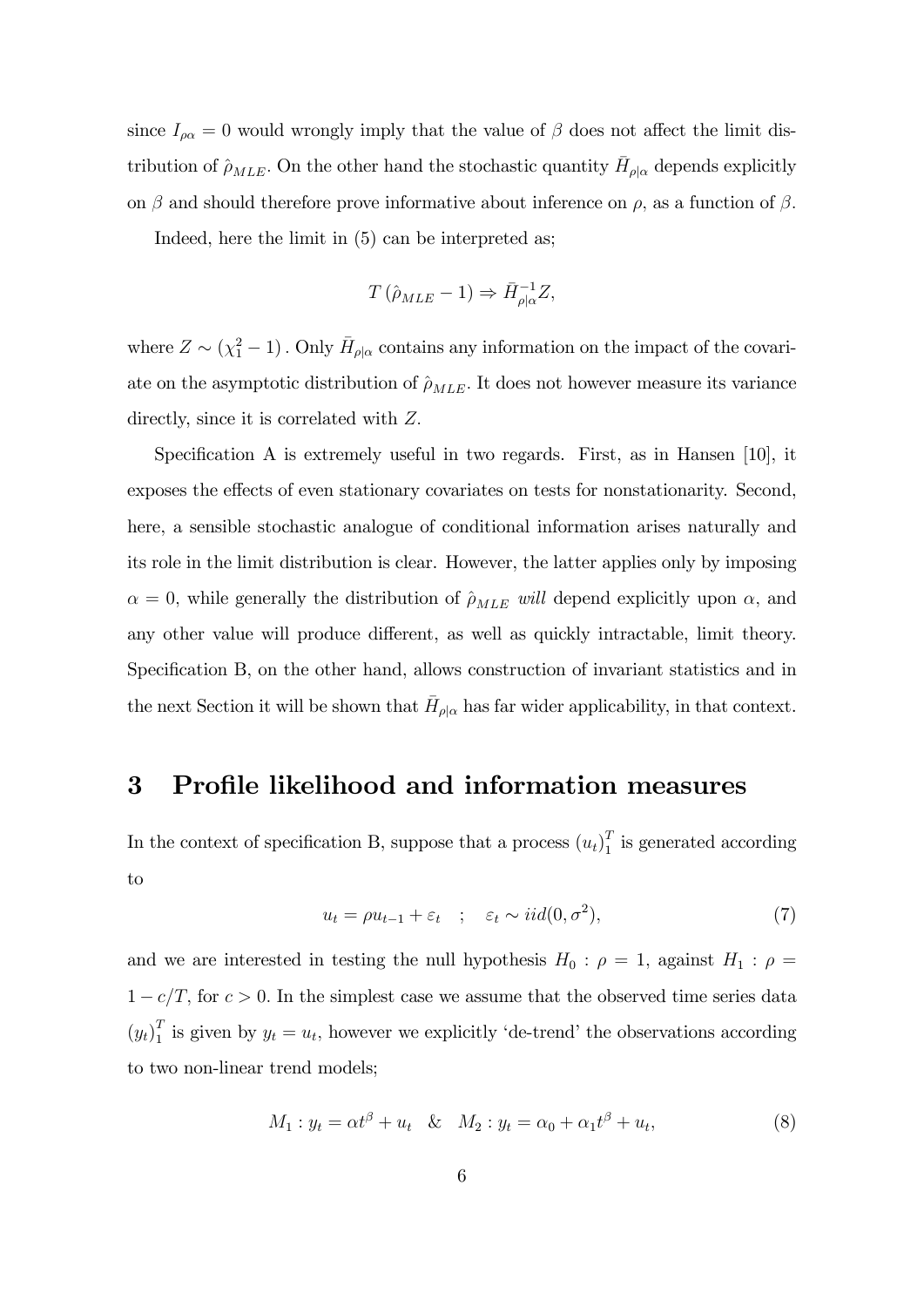since $I_{\rho\alpha} = 0$ would wrongly imply that the value of $\beta$ does not affect the limit distribution of $\hat{\rho}_{MLE}$. On the other hand the stochastic quantity $\bar{H}_{\rho|\alpha}$ depends explicitly on $\beta$ and should therefore prove informative about inference on $\rho$, as a function of $\beta$.

Indeed, here the limit in (5) can be interpreted as;

$$T\left(\hat{\rho}_{MLE} - 1\right) \Rightarrow \bar{H}_{\rho|\alpha}^{-1} Z,$$

where $Z \sim \left(\chi_1^2 - 1\right)$. Only $\bar{H}_{\rho|\alpha}$ contains any information on the impact of the covariate on the asymptotic distribution of $\hat{\rho}_{MLE}$. It does not however measure its variance directly, since it is correlated with $Z$.

Specification A is extremely useful in two regards. First, as in Hansen [10], it exposes the effects of even stationary covariates on tests for nonstationarity. Second, here, a sensible stochastic analogue of conditional information arises naturally and its role in the limit distribution is clear. However, the latter applies only by imposing $\alpha = 0$, while generally the distribution of $\hat{\rho}_{MLE}$ *will* depend explicitly upon $\alpha$, and any other value will produce different, as well as quickly intractable, limit theory. Specification B, on the other hand, allows construction of invariant statistics and in the next Section it will be shown that $\bar{H}_{\rho|\alpha}$ has far wider applicability, in that context.

# 3 Profile likelihood and information measures

In the context of specification B, suppose that a process $(u_t)_1^T$ is generated according to

$$u_t = \rho u_{t-1} + \varepsilon_t \quad ; \quad \varepsilon_t \sim iid(0, \sigma^2), \tag{7}$$

and we are interested in testing the null hypothesis $H_0 : \rho = 1$, against $H_1 : \rho = 1 - c/T$, for $c > 0$. In the simplest case we assume that the observed time series data $(y_t)_1^T$ is given by $y_t = u_t$, however we explicitly 'de-trend' the observations according to two non-linear trend models;

$$M_1 : y_t = \alpha t^\beta + u_t \quad \& \quad M_2 : y_t = \alpha_0 + \alpha_1 t^\beta + u_t, \tag{8}$$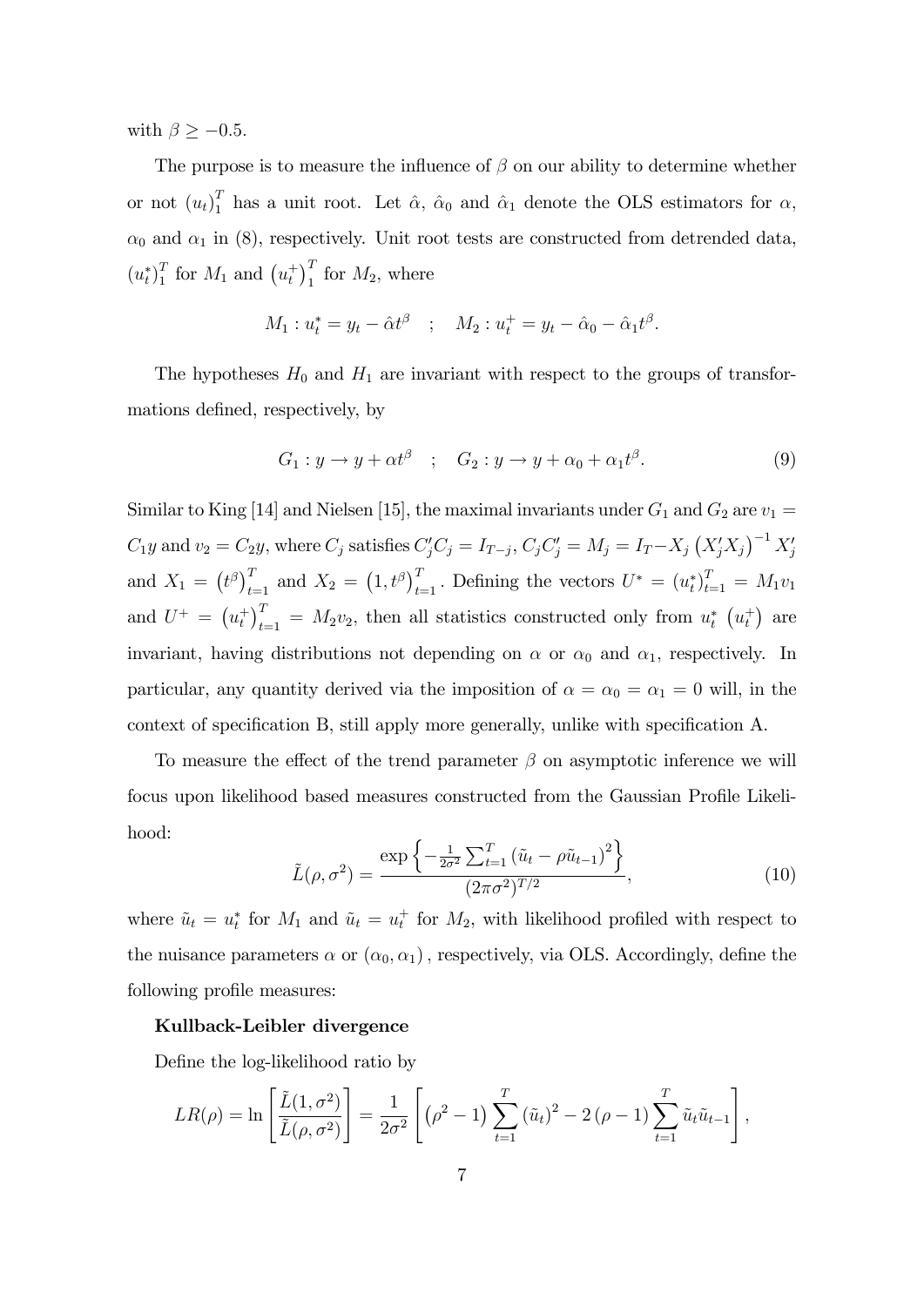with $\beta \geq -0.5$.

The purpose is to measure the influence of $\beta$ on our ability to determine whether or not $(u_t)_1^T$ has a unit root. Let $\hat{\alpha}$, $\hat{\alpha}_0$ and $\hat{\alpha}_1$ denote the OLS estimators for $\alpha$, $\alpha_0$ and $\alpha_1$ in (8), respectively. Unit root tests are constructed from detrended data, $(u_t^*)_1^T$ for $M_1$ and $\left(u_t^+\right)_1^T$ for $M_2$, where

$$M_1 : u_t^* = y_t - \hat{\alpha} t^\beta \quad ; \quad M_2 : u_t^+ = y_t - \hat{\alpha}_0 - \hat{\alpha}_1 t^\beta.$$

The hypotheses $H_0$ and $H_1$ are invariant with respect to the groups of transformations defined, respectively, by

$$G_1 : y \rightarrow y + \alpha t^\beta \quad ; \quad G_2 : y \rightarrow y + \alpha_0 + \alpha_1 t^\beta. \tag{9}$$

Similar to King [14] and Nielsen [15], the maximal invariants under $G_1$ and $G_2$ are $v_1 = C_1 y$ and $v_2 = C_2 y$, where $C_j$ satisfies $C_j' C_j = I_{T-j}$, $C_j C_j' = M_j = I_T - X_j \left(X_j' X_j\right)^{-1} X_j'$ and $X_1 = \left(t^\beta\right)_{t=1}^T$ and $X_2 = \left(1, t^\beta\right)_{t=1}^T$. Defining the vectors $U^* = (u_t^*)_{t=1}^T = M_1 v_1$ and $U^+ = \left(u_t^+\right)_{t=1}^T = M_2 v_2$, then all statistics constructed only from $u_t^*$ $\left(u_t^+\right)$ are invariant, having distributions not depending on $\alpha$ or $\alpha_0$ and $\alpha_1$, respectively. In particular, any quantity derived via the imposition of $\alpha = \alpha_0 = \alpha_1 = 0$ will, in the context of specification B, still apply more generally, unlike with specification A.

To measure the effect of the trend parameter $\beta$ on asymptotic inference we will focus upon likelihood based measures constructed from the Gaussian Profile Likelihood:

$$\tilde{L}(\rho, \sigma^2) = \frac{\exp\left\{-\frac{1}{2\sigma^2}\sum_{t=1}^T \left(\tilde{u}_t - \rho \tilde{u}_{t-1}\right)^2\right\}}{(2\pi\sigma^2)^{T/2}}, \tag{10}$$

where $\tilde{u}_t = u_t^*$ for $M_1$ and $\tilde{u}_t = u_t^+$ for $M_2$, with likelihood profiled with respect to the nuisance parameters $\alpha$ or $(\alpha_0, \alpha_1)$, respectively, via OLS. Accordingly, define the following profile measures:

**Kullback-Leibler divergence**

Define the log-likelihood ratio by

$$LR(\rho) = \ln\left[\frac{\tilde{L}(1, \sigma^2)}{\tilde{L}(\rho, \sigma^2)}\right] = \frac{1}{2\sigma^2}\left[\left(\rho^2 - 1\right)\sum_{t=1}^T \left(\tilde{u}_t\right)^2 - 2\left(\rho - 1\right)\sum_{t=1}^T \tilde{u}_t \tilde{u}_{t-1}\right],$$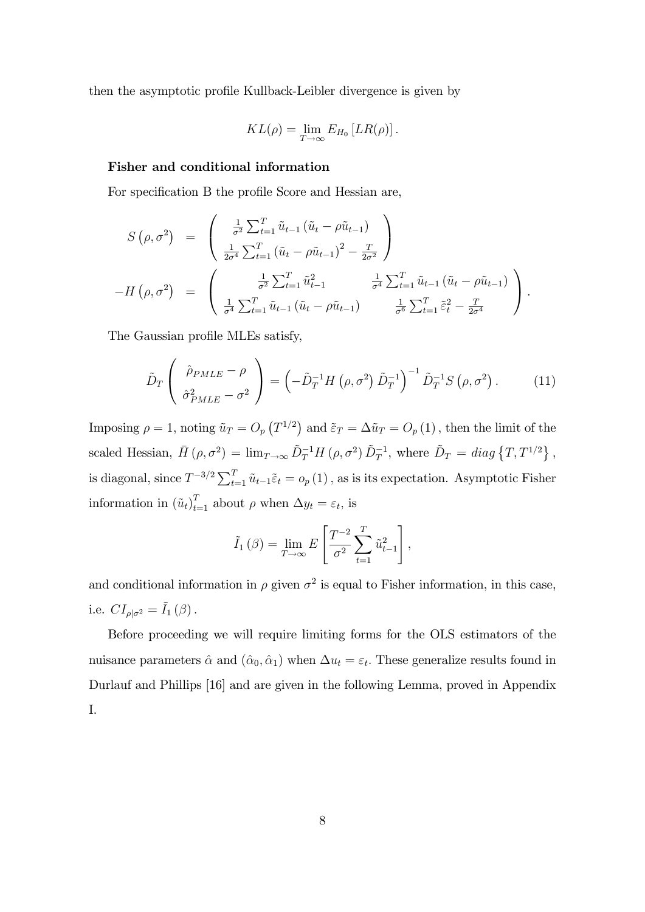then the asymptotic profile Kullback-Leibler divergence is given by

$$KL(\rho) = \lim_{T\to\infty} E_{H_0}\left[LR(\rho)\right].$$

**Fisher and conditional information**

For specification B the profile Score and Hessian are,

$$\begin{aligned}
S\left(\rho,\sigma^2\right) &= \begin{pmatrix} \frac{1}{\sigma^2}\sum_{t=1}^{T}\tilde{u}_{t-1}\left(\tilde{u}_t-\rho\tilde{u}_{t-1}\right) \\ \frac{1}{2\sigma^4}\sum_{t=1}^{T}\left(\tilde{u}_t-\rho\tilde{u}_{t-1}\right)^2-\frac{T}{2\sigma^2} \end{pmatrix} \\
-H\left(\rho,\sigma^2\right) &= \begin{pmatrix} \frac{1}{\sigma^2}\sum_{t=1}^{T}\tilde{u}_{t-1}^2 & \frac{1}{\sigma^4}\sum_{t=1}^{T}\tilde{u}_{t-1}\left(\tilde{u}_t-\rho\tilde{u}_{t-1}\right) \\ \frac{1}{\sigma^4}\sum_{t=1}^{T}\tilde{u}_{t-1}\left(\tilde{u}_t-\rho\tilde{u}_{t-1}\right) & \frac{1}{\sigma^6}\sum_{t=1}^{T}\tilde{\varepsilon}_t^2-\frac{T}{2\sigma^4} \end{pmatrix}.
\end{aligned}$$

The Gaussian profile MLEs satisfy,

$$\tilde{D}_T\begin{pmatrix} \hat{\rho}_{PMLE}-\rho \\ \hat{\sigma}^2_{PMLE}-\sigma^2 \end{pmatrix} = \left(-\tilde{D}_T^{-1}H\left(\rho,\sigma^2\right)\tilde{D}_T^{-1}\right)^{-1}\tilde{D}_T^{-1}S\left(\rho,\sigma^2\right). \tag{11}$$

Imposing $\rho=1$, noting $\tilde{u}_T=O_p\left(T^{1/2}\right)$ and $\tilde{\varepsilon}_T=\Delta\tilde{u}_T=O_p(1)$, then the limit of the scaled Hessian, $\bar{H}\left(\rho,\sigma^2\right)=\lim_{T\to\infty}\tilde{D}_T^{-1}H\left(\rho,\sigma^2\right)\tilde{D}_T^{-1}$, where $\tilde{D}_T=diag\left\{T,T^{1/2}\right\}$, is diagonal, since $T^{-3/2}\sum_{t=1}^{T}\tilde{u}_{t-1}\tilde{\varepsilon}_t=o_p(1)$, as is its expectation. Asymptotic Fisher information in $\left(\tilde{u}_t\right)_{t=1}^{T}$ about $\rho$ when $\Delta y_t=\varepsilon_t$, is

$$\tilde{I}_1(\beta)=\lim_{T\to\infty}E\left[\frac{T^{-2}}{\sigma^2}\sum_{t=1}^{T}\tilde{u}_{t-1}^2\right],$$

and conditional information in $\rho$ given $\sigma^2$ is equal to Fisher information, in this case, i.e. $CI_{\rho|\sigma^2}=\tilde{I}_1(\beta)$.

Before proceeding we will require limiting forms for the OLS estimators of the nuisance parameters $\hat{\alpha}$ and $(\hat{\alpha}_0,\hat{\alpha}_1)$ when $\Delta u_t=\varepsilon_t$. These generalize results found in Durlauf and Phillips [16] and are given in the following Lemma, proved in Appendix I.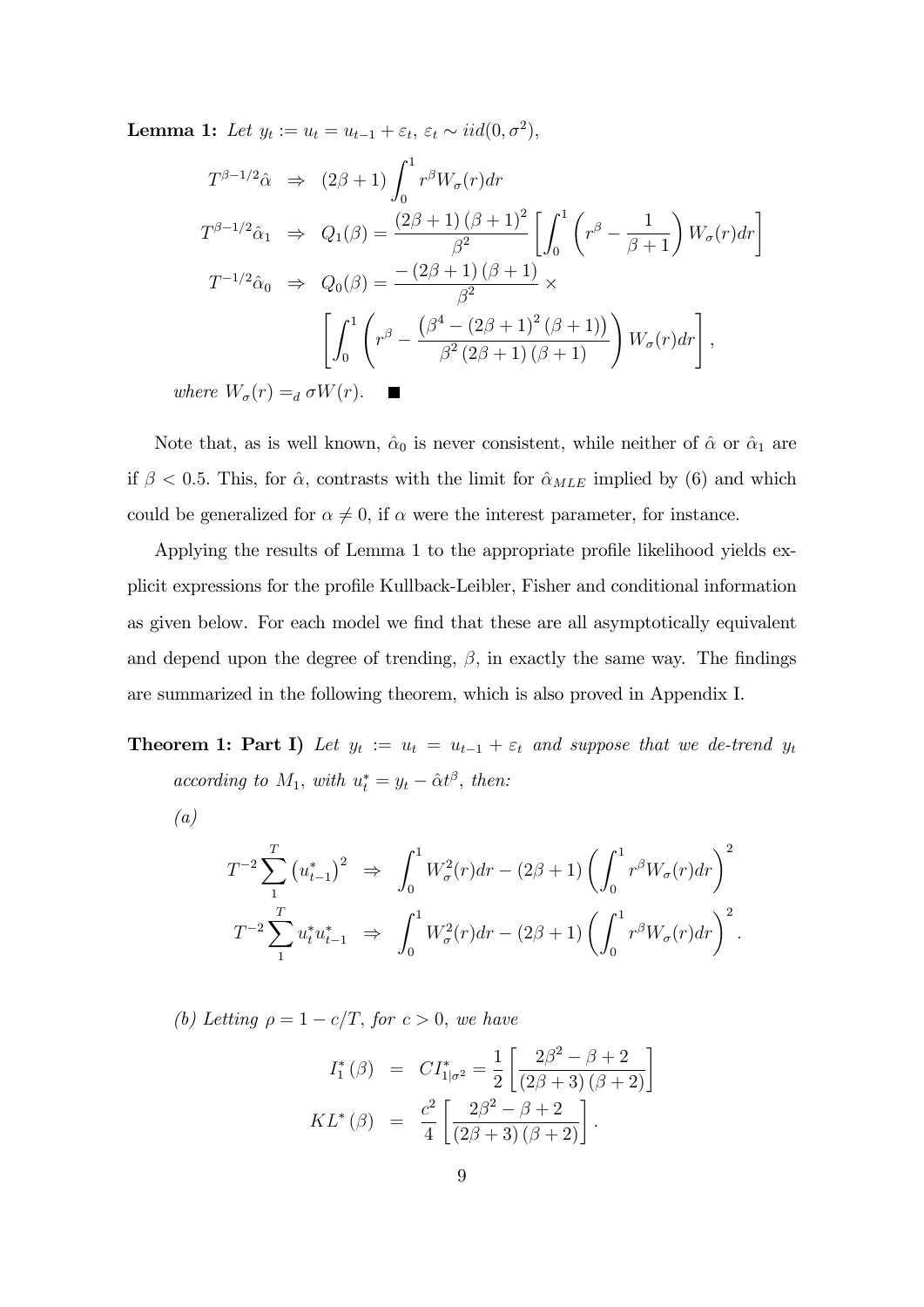**Lemma 1:** *Let $y_t := u_t = u_{t-1} + \varepsilon_t$, $\varepsilon_t \sim iid(0, \sigma^2)$,*

$$
\begin{aligned}
T^{\beta-1/2}\hat{\alpha} &\Rightarrow (2\beta+1)\int_0^1 r^\beta W_\sigma(r)dr \\
T^{\beta-1/2}\hat{\alpha}_1 &\Rightarrow Q_1(\beta) = \frac{(2\beta+1)(\beta+1)^2}{\beta^2}\left[\int_0^1 \left(r^\beta - \frac{1}{\beta+1}\right) W_\sigma(r)dr\right] \\
T^{-1/2}\hat{\alpha}_0 &\Rightarrow Q_0(\beta) = \frac{-(2\beta+1)(\beta+1)}{\beta^2} \times \\
&\qquad \left[\int_0^1 \left(r^\beta - \frac{\left(\beta^4 - (2\beta+1)^2(\beta+1)\right)}{\beta^2(2\beta+1)(\beta+1)}\right) W_\sigma(r)dr\right],
\end{aligned}
$$

*where $W_\sigma(r) =_d \sigma W(r)$.* ∎

Note that, as is well known, $\hat{\alpha}_0$ is never consistent, while neither of $\hat{\alpha}$ or $\hat{\alpha}_1$ are if $\beta < 0.5$. This, for $\hat{\alpha}$, contrasts with the limit for $\hat{\alpha}_{MLE}$ implied by (6) and which could be generalized for $\alpha \neq 0$, if $\alpha$ were the interest parameter, for instance.

Applying the results of Lemma 1 to the appropriate profile likelihood yields explicit expressions for the profile Kullback-Leibler, Fisher and conditional information as given below. For each model we find that these are all asymptotically equivalent and depend upon the degree of trending, $\beta$, in exactly the same way. The findings are summarized in the following theorem, which is also proved in Appendix I.

**Theorem 1: Part I)** *Let $y_t := u_t = u_{t-1} + \varepsilon_t$ and suppose that we de-trend $y_t$ according to $M_1$, with $u_t^* = y_t - \hat{\alpha}t^\beta$, then:*

*(a)*

$$
\begin{aligned}
T^{-2}\sum_1^T \left(u_{t-1}^*\right)^2 &\Rightarrow \int_0^1 W_\sigma^2(r)dr - (2\beta+1)\left(\int_0^1 r^\beta W_\sigma(r)dr\right)^2 \\
T^{-2}\sum_1^T u_t^* u_{t-1}^* &\Rightarrow \int_0^1 W_\sigma^2(r)dr - (2\beta+1)\left(\int_0^1 r^\beta W_\sigma(r)dr\right)^2.
\end{aligned}
$$

*(b) Letting $\rho = 1 - c/T$, for $c > 0$, we have*

$$
\begin{aligned}
I_1^*(\beta) &= CI_{1|\sigma^2}^* = \frac{1}{2}\left[\frac{2\beta^2 - \beta + 2}{(2\beta+3)(\beta+2)}\right] \\
KL^*(\beta) &= \frac{c^2}{4}\left[\frac{2\beta^2 - \beta + 2}{(2\beta+3)(\beta+2)}\right].
\end{aligned}
$$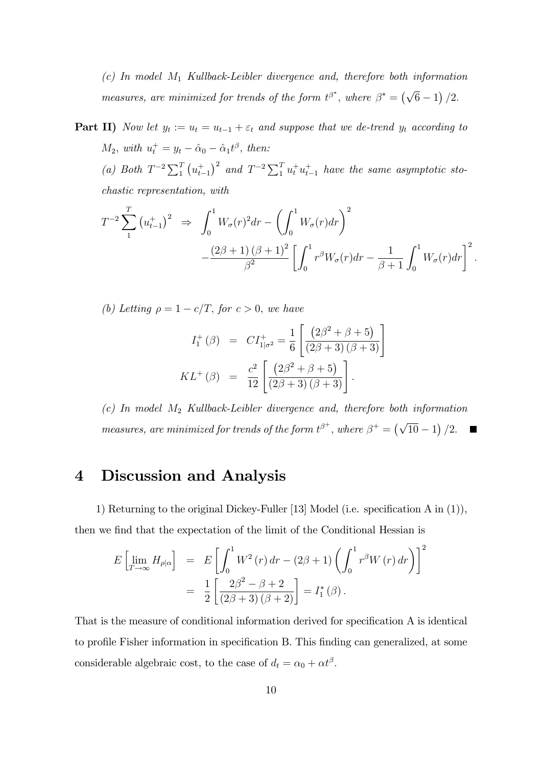*(c) In model $M_1$ Kullback-Leibler divergence and, therefore both information measures, are minimized for trends of the form $t^{\beta^*}$, where $\beta^* = \left(\sqrt{6}-1\right)/2$.*

**Part II)** *Now let $y_t := u_t = u_{t-1} + \varepsilon_t$ and suppose that we de-trend $y_t$ according to $M_2$, with $u_t^+ = y_t - \hat{\alpha}_0 - \hat{\alpha}_1 t^\beta$, then:*

*(a) Both $T^{-2}\sum_1^T \left(u_{t-1}^+\right)^2$ and $T^{-2}\sum_1^T u_t^+ u_{t-1}^+$ have the same asymptotic stochastic representation, with*

$$
\begin{aligned}
T^{-2}\sum_1^T \left(u_{t-1}^+\right)^2 \;\; \Rightarrow \;\; & \int_0^1 W_\sigma(r)^2 dr - \left(\int_0^1 W_\sigma(r)dr\right)^2 \\
& - \frac{(2\beta+1)(\beta+1)^2}{\beta^2}\left[\int_0^1 r^\beta W_\sigma(r)dr - \frac{1}{\beta+1}\int_0^1 W_\sigma(r)dr\right]^2.
\end{aligned}
$$

*(b) Letting $\rho = 1 - c/T$, for $c > 0$, we have*

$$
\begin{aligned}
I_1^+(\beta) &= CI_{1|\sigma^2}^+ = \frac{1}{6}\left[\frac{\left(2\beta^2+\beta+5\right)}{(2\beta+3)(\beta+3)}\right] \\
KL^+(\beta) &= \frac{c^2}{12}\left[\frac{\left(2\beta^2+\beta+5\right)}{(2\beta+3)(\beta+3)}\right].
\end{aligned}
$$

*(c) In model $M_2$ Kullback-Leibler divergence and, therefore both information measures, are minimized for trends of the form $t^{\beta^+}$, where $\beta^+ = \left(\sqrt{10}-1\right)/2$.* ■

# 4 Discussion and Analysis

1) Returning to the original Dickey-Fuller [13] Model (i.e. specification A in (1)), then we find that the expectation of the limit of the Conditional Hessian is

$$
\begin{aligned}
E\left[\lim_{T\to\infty} H_{\rho|\alpha}\right] &= E\left[\int_0^1 W^2(r)\,dr - (2\beta+1)\left(\int_0^1 r^\beta W(r)\,dr\right)\right]^2 \\
&= \frac{1}{2}\left[\frac{2\beta^2-\beta+2}{(2\beta+3)(\beta+2)}\right] = I_1^*(\beta).
\end{aligned}
$$

That is the measure of conditional information derived for specification A is identical to profile Fisher information in specification B. This finding can generalized, at some considerable algebraic cost, to the case of $d_t = \alpha_0 + \alpha t^\beta$.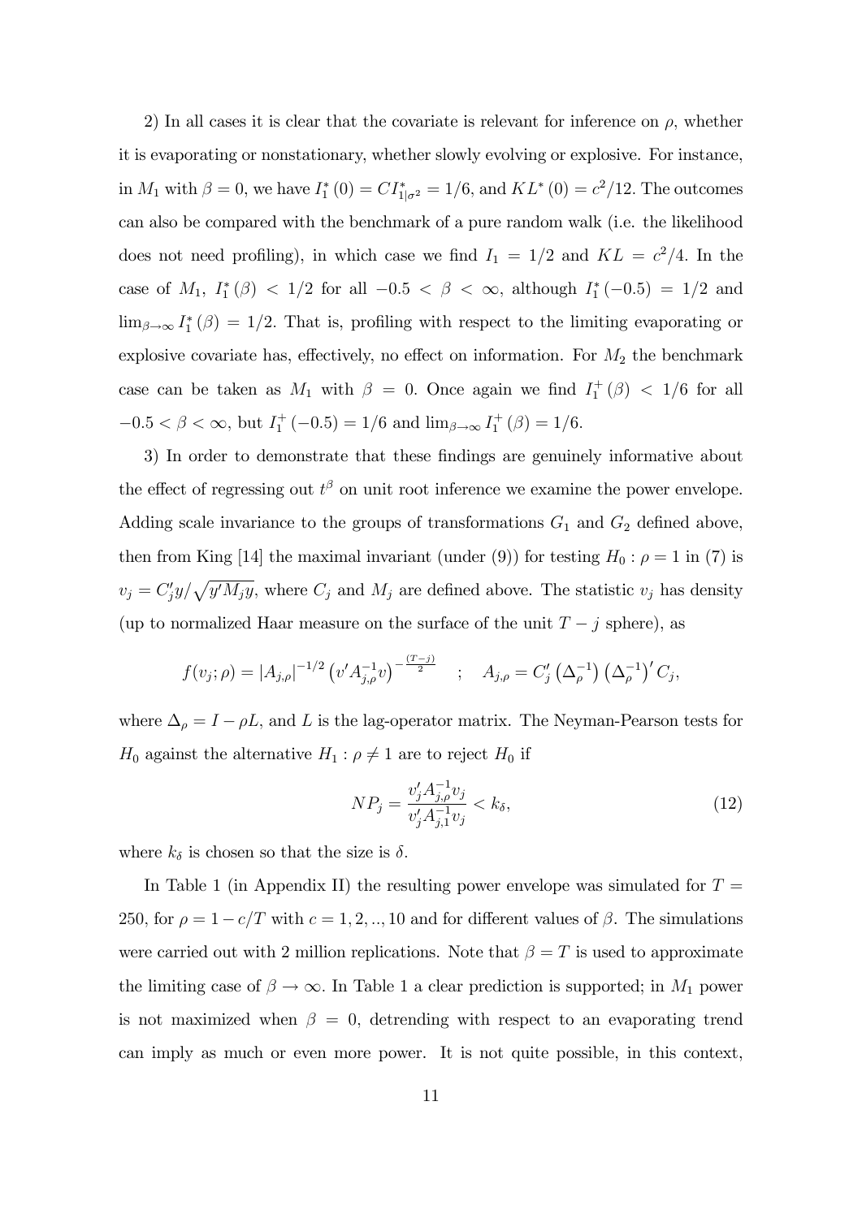2) In all cases it is clear that the covariate is relevant for inference on $\rho$, whether it is evaporating or nonstationary, whether slowly evolving or explosive. For instance, in $M_1$ with $\beta = 0$, we have $I_1^*(0) = CI_{1|\sigma^2}^* = 1/6$, and $KL^*(0) = c^2/12$. The outcomes can also be compared with the benchmark of a pure random walk (i.e. the likelihood does not need profiling), in which case we find $I_1 = 1/2$ and $KL = c^2/4$. In the case of $M_1$, $I_1^*(\beta) < 1/2$ for all $-0.5 < \beta < \infty$, although $I_1^*(-0.5) = 1/2$ and $\lim_{\beta\to\infty} I_1^*(\beta) = 1/2$. That is, profiling with respect to the limiting evaporating or explosive covariate has, effectively, no effect on information. For $M_2$ the benchmark case can be taken as $M_1$ with $\beta = 0$. Once again we find $I_1^+(\beta) < 1/6$ for all $-0.5 < \beta < \infty$, but $I_1^+(-0.5) = 1/6$ and $\lim_{\beta\to\infty} I_1^+(\beta) = 1/6$.

3) In order to demonstrate that these findings are genuinely informative about the effect of regressing out $t^\beta$ on unit root inference we examine the power envelope. Adding scale invariance to the groups of transformations $G_1$ and $G_2$ defined above, then from King [14] the maximal invariant (under (9)) for testing $H_0 : \rho = 1$ in (7) is $v_j = C_j' y / \sqrt{y' M_j y}$, where $C_j$ and $M_j$ are defined above. The statistic $v_j$ has density (up to normalized Haar measure on the surface of the unit $T - j$ sphere), as

$$f(v_j; \rho) = |A_{j,\rho}|^{-1/2} \left(v' A_{j,\rho}^{-1} v\right)^{-\frac{(T-j)}{2}} \quad ; \quad A_{j,\rho} = C_j' \left(\Delta_\rho^{-1}\right) \left(\Delta_\rho^{-1}\right)' C_j,$$

where $\Delta_\rho = I - \rho L$, and $L$ is the lag-operator matrix. The Neyman-Pearson tests for $H_0$ against the alternative $H_1 : \rho \neq 1$ are to reject $H_0$ if

$$NP_j = \frac{v_j' A_{j,\rho}^{-1} v_j}{v_j' A_{j,1}^{-1} v_j} < k_\delta, \tag{12}$$

where $k_\delta$ is chosen so that the size is $\delta$.

In Table 1 (in Appendix II) the resulting power envelope was simulated for $T = 250$, for $\rho = 1 - c/T$ with $c = 1, 2, .., 10$ and for different values of $\beta$. The simulations were carried out with 2 million replications. Note that $\beta = T$ is used to approximate the limiting case of $\beta \to \infty$. In Table 1 a clear prediction is supported; in $M_1$ power is not maximized when $\beta = 0$, detrending with respect to an evaporating trend can imply as much or even more power. It is not quite possible, in this context,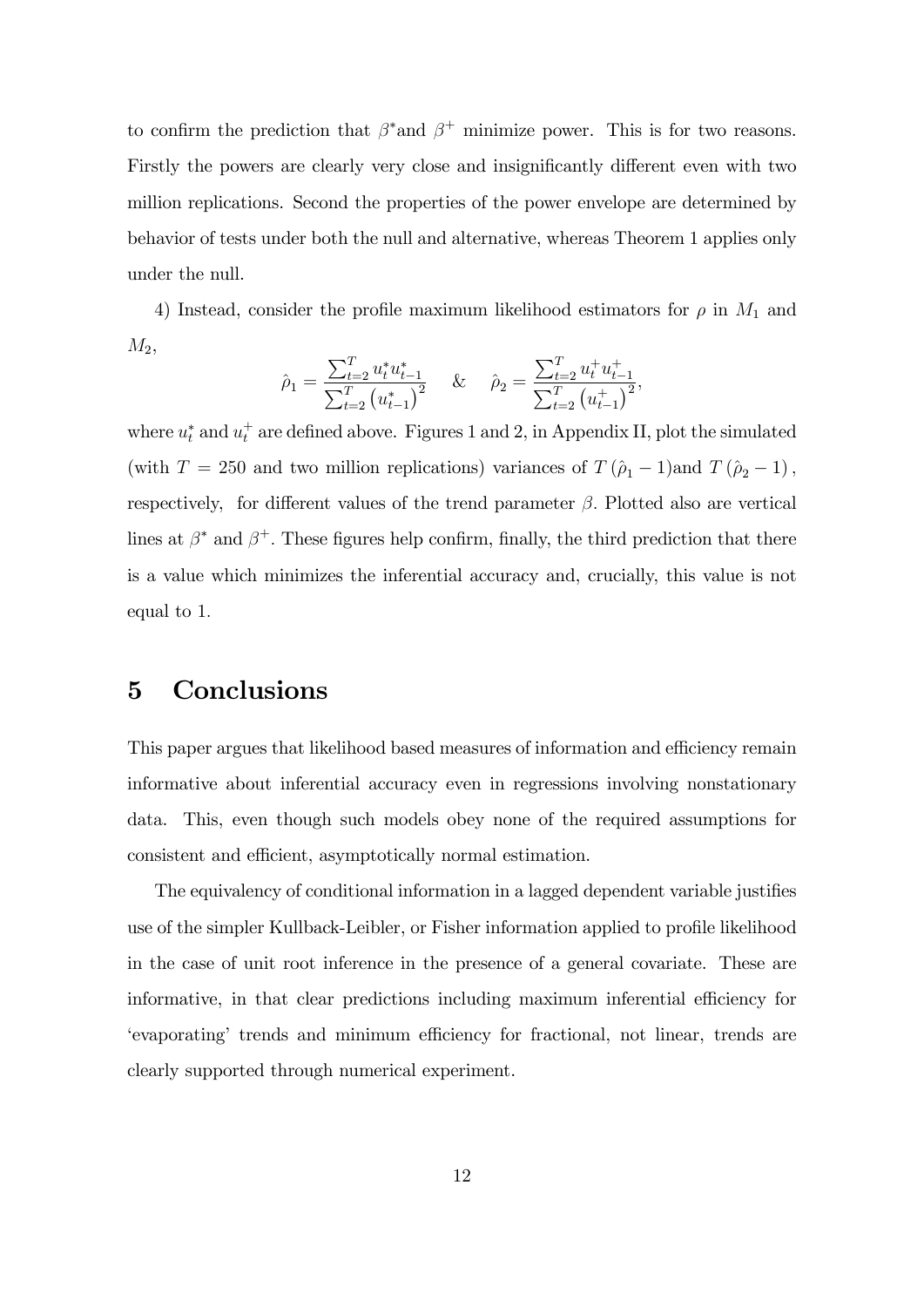to confirm the prediction that $\beta^*$and $\beta^+$ minimize power. This is for two reasons. Firstly the powers are clearly very close and insignificantly different even with two million replications. Second the properties of the power envelope are determined by behavior of tests under both the null and alternative, whereas Theorem 1 applies only under the null.

4) Instead, consider the profile maximum likelihood estimators for $\rho$ in $M_1$ and $M_2$,

$$\hat{\rho}_1 = \frac{\sum_{t=2}^{T} u_t^* u_{t-1}^*}{\sum_{t=2}^{T} \left(u_{t-1}^*\right)^2} \quad \& \quad \hat{\rho}_2 = \frac{\sum_{t=2}^{T} u_t^+ u_{t-1}^+}{\sum_{t=2}^{T} \left(u_{t-1}^+\right)^2},$$

where $u_t^*$ and $u_t^+$ are defined above. Figures 1 and 2, in Appendix II, plot the simulated (with $T = 250$ and two million replications) variances of $T(\hat{\rho}_1 - 1)$and $T(\hat{\rho}_2 - 1)$, respectively, for different values of the trend parameter $\beta$. Plotted also are vertical lines at $\beta^*$ and $\beta^+$. These figures help confirm, finally, the third prediction that there is a value which minimizes the inferential accuracy and, crucially, this value is not equal to 1.

# 5 Conclusions

This paper argues that likelihood based measures of information and efficiency remain informative about inferential accuracy even in regressions involving nonstationary data. This, even though such models obey none of the required assumptions for consistent and efficient, asymptotically normal estimation.

The equivalency of conditional information in a lagged dependent variable justifies use of the simpler Kullback-Leibler, or Fisher information applied to profile likelihood in the case of unit root inference in the presence of a general covariate. These are informative, in that clear predictions including maximum inferential efficiency for 'evaporating' trends and minimum efficiency for fractional, not linear, trends are clearly supported through numerical experiment.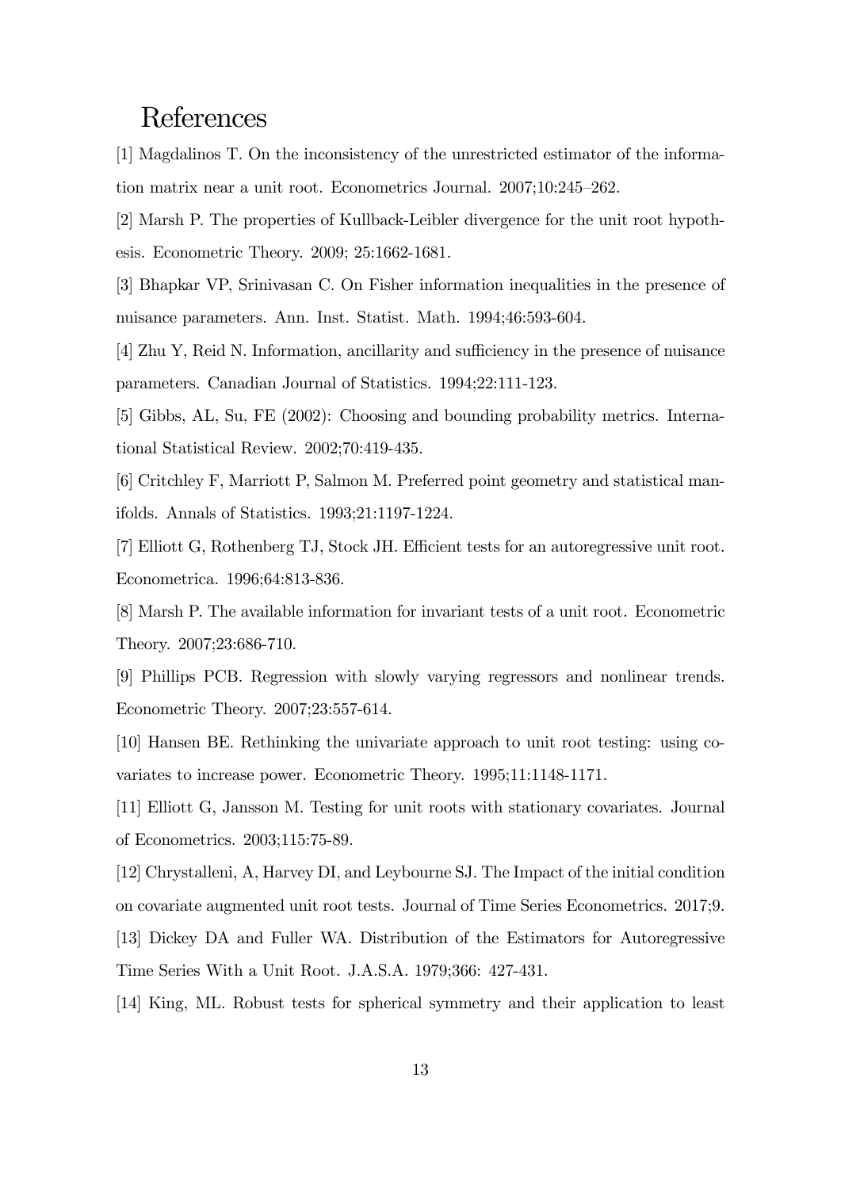# References

[1] Magdalinos T. On the inconsistency of the unrestricted estimator of the information matrix near a unit root. Econometrics Journal. 2007;10:245–262.

[2] Marsh P. The properties of Kullback-Leibler divergence for the unit root hypothesis. Econometric Theory. 2009; 25:1662-1681.

[3] Bhapkar VP, Srinivasan C. On Fisher information inequalities in the presence of nuisance parameters. Ann. Inst. Statist. Math. 1994;46:593-604.

[4] Zhu Y, Reid N. Information, ancillarity and sufficiency in the presence of nuisance parameters. Canadian Journal of Statistics. 1994;22:111-123.

[5] Gibbs, AL, Su, FE (2002): Choosing and bounding probability metrics. International Statistical Review. 2002;70:419-435.

[6] Critchley F, Marriott P, Salmon M. Preferred point geometry and statistical manifolds. Annals of Statistics. 1993;21:1197-1224.

[7] Elliott G, Rothenberg TJ, Stock JH. Efficient tests for an autoregressive unit root. Econometrica. 1996;64:813-836.

[8] Marsh P. The available information for invariant tests of a unit root. Econometric Theory. 2007;23:686-710.

[9] Phillips PCB. Regression with slowly varying regressors and nonlinear trends. Econometric Theory. 2007;23:557-614.

[10] Hansen BE. Rethinking the univariate approach to unit root testing: using covariates to increase power. Econometric Theory. 1995;11:1148-1171.

[11] Elliott G, Jansson M. Testing for unit roots with stationary covariates. Journal of Econometrics. 2003;115:75-89.

[12] Chrystalleni, A, Harvey DI, and Leybourne SJ. The Impact of the initial condition on covariate augmented unit root tests. Journal of Time Series Econometrics. 2017;9.

[13] Dickey DA and Fuller WA. Distribution of the Estimators for Autoregressive Time Series With a Unit Root. J.A.S.A. 1979;366: 427-431.

[14] King, ML. Robust tests for spherical symmetry and their application to least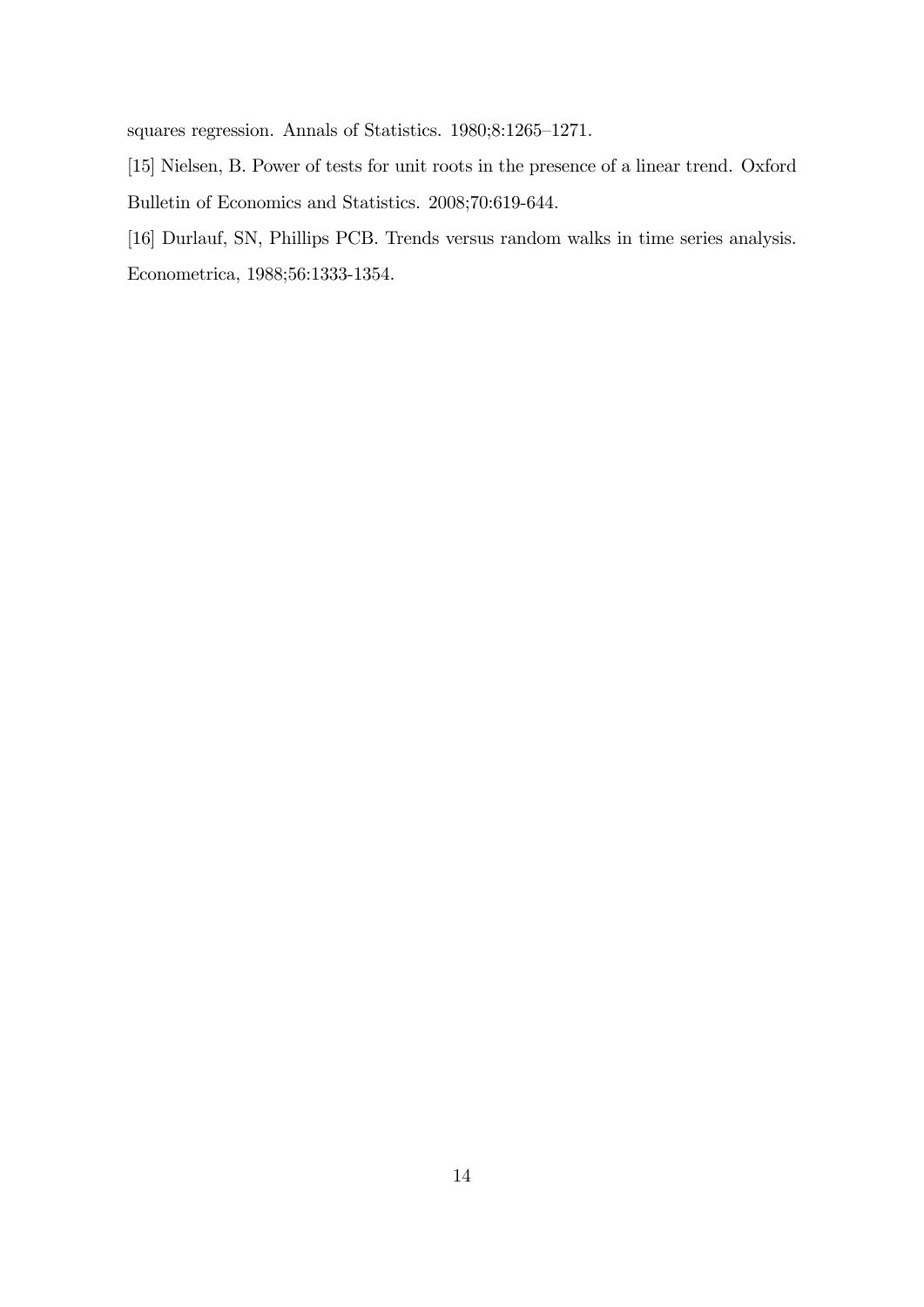squares regression. Annals of Statistics. 1980;8:1265–1271.

[15] Nielsen, B. Power of tests for unit roots in the presence of a linear trend. Oxford Bulletin of Economics and Statistics. 2008;70:619-644.

[16] Durlauf, SN, Phillips PCB. Trends versus random walks in time series analysis. Econometrica, 1988;56:1333-1354.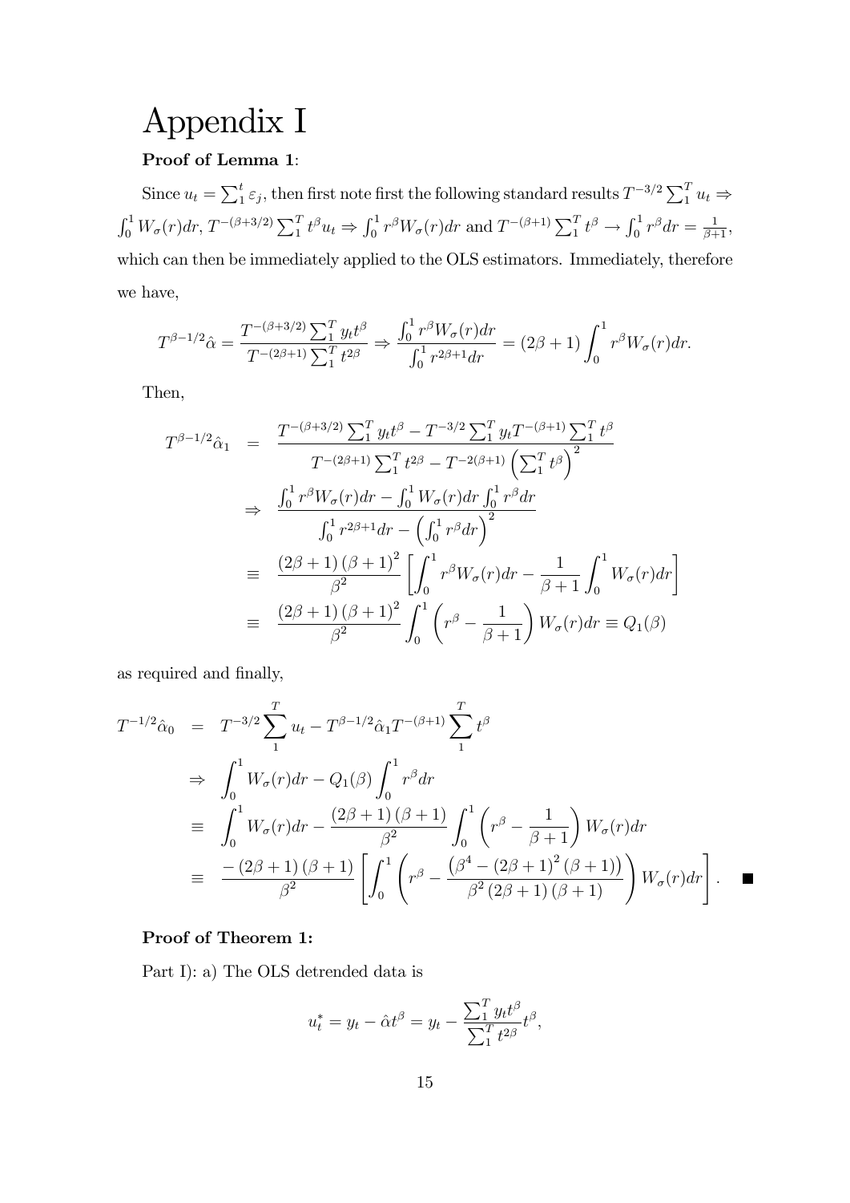# Appendix I

**Proof of Lemma 1**:

Since $u_t = \sum_1^t \varepsilon_j$, then first note first the following standard results $T^{-3/2}\sum_1^T u_t \Rightarrow \int_0^1 W_\sigma(r)dr$, $T^{-(\beta+3/2)}\sum_1^T t^\beta u_t \Rightarrow \int_0^1 r^\beta W_\sigma(r)dr$ and $T^{-(\beta+1)}\sum_1^T t^\beta \to \int_0^1 r^\beta dr = \frac{1}{\beta+1}$, which can then be immediately applied to the OLS estimators. Immediately, therefore we have,

$$T^{\beta-1/2}\hat{\alpha} = \frac{T^{-(\beta+3/2)}\sum_1^T y_t t^\beta}{T^{-(2\beta+1)}\sum_1^T t^{2\beta}} \Rightarrow \frac{\int_0^1 r^\beta W_\sigma(r)dr}{\int_0^1 r^{2\beta+1}dr} = (2\beta+1)\int_0^1 r^\beta W_\sigma(r)dr.$$

Then,

$$\begin{aligned}
T^{\beta-1/2}\hat{\alpha}_1 &= \frac{T^{-(\beta+3/2)}\sum_1^T y_t t^\beta - T^{-3/2}\sum_1^T y_t T^{-(\beta+1)}\sum_1^T t^\beta}{T^{-(2\beta+1)}\sum_1^T t^{2\beta} - T^{-2(\beta+1)}\left(\sum_1^T t^\beta\right)^2} \\
&\Rightarrow \frac{\int_0^1 r^\beta W_\sigma(r)dr - \int_0^1 W_\sigma(r)dr\int_0^1 r^\beta dr}{\int_0^1 r^{2\beta+1}dr - \left(\int_0^1 r^\beta dr\right)^2} \\
&\equiv \frac{(2\beta+1)(\beta+1)^2}{\beta^2}\left[\int_0^1 r^\beta W_\sigma(r)dr - \frac{1}{\beta+1}\int_0^1 W_\sigma(r)dr\right] \\
&\equiv \frac{(2\beta+1)(\beta+1)^2}{\beta^2}\int_0^1\left(r^\beta - \frac{1}{\beta+1}\right)W_\sigma(r)dr \equiv Q_1(\beta)
\end{aligned}$$

as required and finally,

$$\begin{aligned}
T^{-1/2}\hat{\alpha}_0 &= T^{-3/2}\sum_1^T u_t - T^{\beta-1/2}\hat{\alpha}_1 T^{-(\beta+1)}\sum_1^T t^\beta \\
&\Rightarrow \int_0^1 W_\sigma(r)dr - Q_1(\beta)\int_0^1 r^\beta dr \\
&\equiv \int_0^1 W_\sigma(r)dr - \frac{(2\beta+1)(\beta+1)}{\beta^2}\int_0^1\left(r^\beta - \frac{1}{\beta+1}\right)W_\sigma(r)dr \\
&\equiv \frac{-(2\beta+1)(\beta+1)}{\beta^2}\left[\int_0^1\left(r^\beta - \frac{\left(\beta^4 - (2\beta+1)^2(\beta+1)\right)}{\beta^2(2\beta+1)(\beta+1)}\right)W_\sigma(r)dr\right]. \quad \blacksquare
\end{aligned}$$

**Proof of Theorem 1:**

Part I): a) The OLS detrended data is

$$u_t^* = y_t - \hat{\alpha}t^\beta = y_t - \frac{\sum_1^T y_t t^\beta}{\sum_1^T t^{2\beta}}t^\beta,$$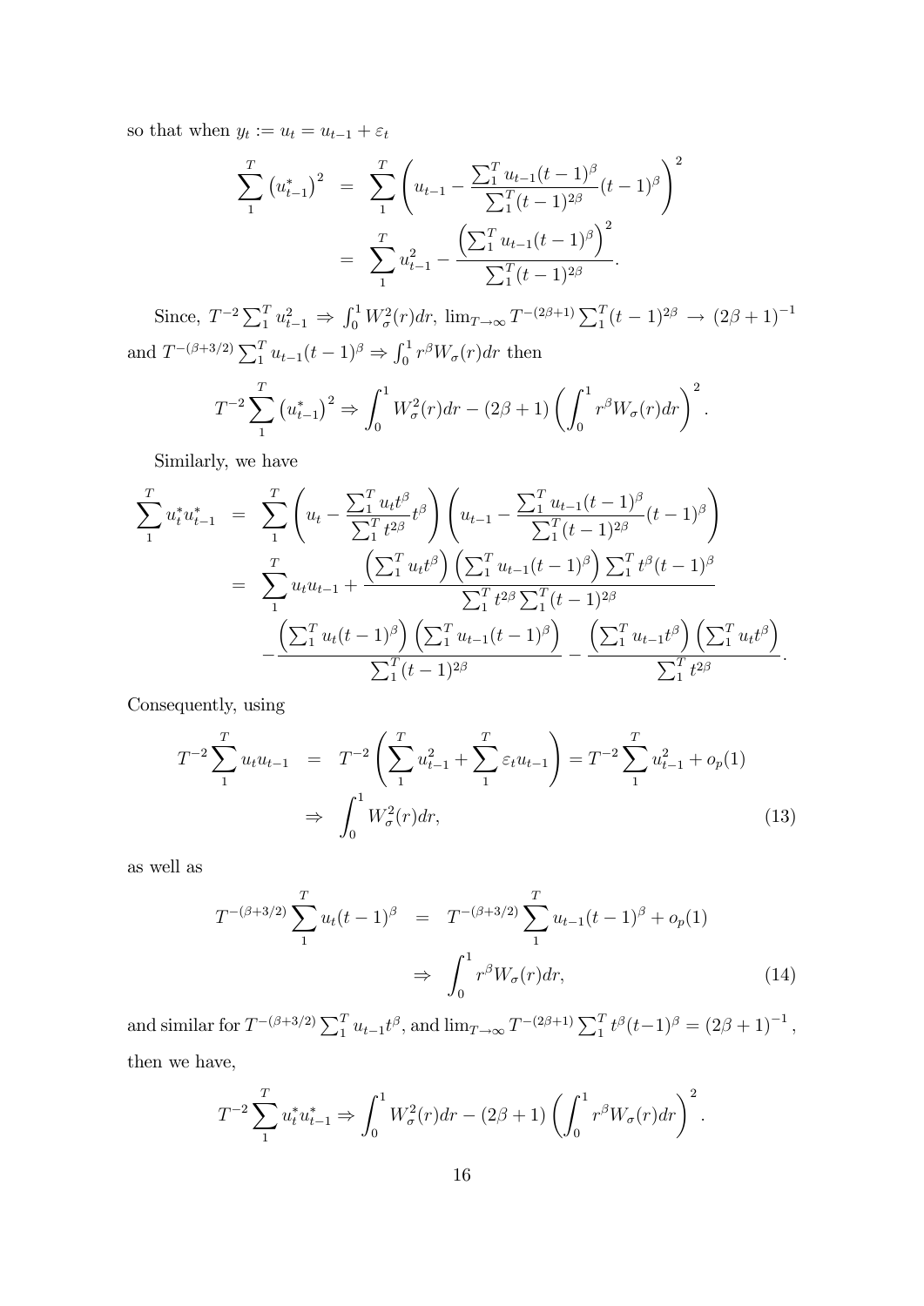so that when $y_t := u_t = u_{t-1} + \varepsilon_t$

$$
\begin{aligned}
\sum_1^T \left(u_{t-1}^*\right)^2 &= \sum_1^T \left( u_{t-1} - \frac{\sum_1^T u_{t-1}(t-1)^\beta}{\sum_1^T (t-1)^{2\beta}} (t-1)^\beta \right)^2 \\
&= \sum_1^T u_{t-1}^2 - \frac{\left(\sum_1^T u_{t-1}(t-1)^\beta\right)^2}{\sum_1^T (t-1)^{2\beta}}.
\end{aligned}
$$

Since, $T^{-2}\sum_1^T u_{t-1}^2 \Rightarrow \int_0^1 W_\sigma^2(r)dr$, $\lim_{T\to\infty} T^{-(2\beta+1)}\sum_1^T (t-1)^{2\beta} \to (2\beta+1)^{-1}$ and $T^{-(\beta+3/2)}\sum_1^T u_{t-1}(t-1)^\beta \Rightarrow \int_0^1 r^\beta W_\sigma(r)dr$ then

$$
T^{-2}\sum_1^T \left(u_{t-1}^*\right)^2 \Rightarrow \int_0^1 W_\sigma^2(r)dr - (2\beta+1)\left(\int_0^1 r^\beta W_\sigma(r)dr\right)^2.
$$

Similarly, we have

$$
\begin{aligned}
\sum_1^T u_t^* u_{t-1}^* &= \sum_1^T \left( u_t - \frac{\sum_1^T u_t t^\beta}{\sum_1^T t^{2\beta}} t^\beta \right)\left( u_{t-1} - \frac{\sum_1^T u_{t-1}(t-1)^\beta}{\sum_1^T (t-1)^{2\beta}} (t-1)^\beta \right) \\
&= \sum_1^T u_t u_{t-1} + \frac{\left(\sum_1^T u_t t^\beta\right)\left(\sum_1^T u_{t-1}(t-1)^\beta\right)\sum_1^T t^\beta (t-1)^\beta}{\sum_1^T t^{2\beta}\sum_1^T (t-1)^{2\beta}} \\
&\quad - \frac{\left(\sum_1^T u_t (t-1)^\beta\right)\left(\sum_1^T u_{t-1}(t-1)^\beta\right)}{\sum_1^T (t-1)^{2\beta}} - \frac{\left(\sum_1^T u_{t-1} t^\beta\right)\left(\sum_1^T u_t t^\beta\right)}{\sum_1^T t^{2\beta}}.
\end{aligned}
$$

Consequently, using

$$
\begin{aligned}
T^{-2}\sum_1^T u_t u_{t-1} &= T^{-2}\left(\sum_1^T u_{t-1}^2 + \sum_1^T \varepsilon_t u_{t-1}\right) = T^{-2}\sum_1^T u_{t-1}^2 + o_p(1) \\
&\Rightarrow \int_0^1 W_\sigma^2(r)dr, \qquad (13)
\end{aligned}
$$

as well as

$$
\begin{aligned}
T^{-(\beta+3/2)}\sum_1^T u_t (t-1)^\beta &= T^{-(\beta+3/2)}\sum_1^T u_{t-1}(t-1)^\beta + o_p(1) \\
&\Rightarrow \int_0^1 r^\beta W_\sigma(r)dr, \qquad (14)
\end{aligned}
$$

and similar for $T^{-(\beta+3/2)}\sum_1^T u_{t-1} t^\beta$, and $\lim_{T\to\infty} T^{-(2\beta+1)}\sum_1^T t^\beta (t-1)^\beta = (2\beta+1)^{-1}$, then we have,

$$
T^{-2}\sum_1^T u_t^* u_{t-1}^* \Rightarrow \int_0^1 W_\sigma^2(r)dr - (2\beta+1)\left(\int_0^1 r^\beta W_\sigma(r)dr\right)^2.
$$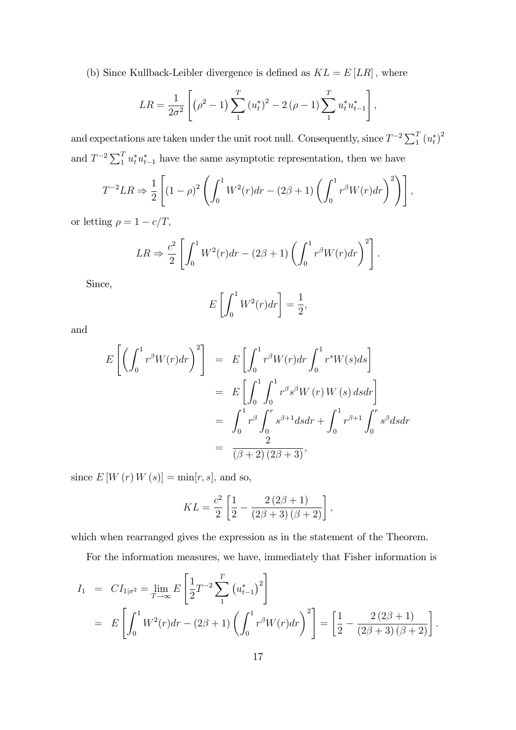(b) Since Kullback-Leibler divergence is defined as $KL = E[LR]$, where

$$LR = \frac{1}{2\sigma^2}\left[\left(\rho^2 - 1\right)\sum_1^T \left(u_t^*\right)^2 - 2\left(\rho - 1\right)\sum_1^T u_t^* u_{t-1}^*\right],$$

and expectations are taken under the unit root null. Consequently, since $T^{-2}\sum_1^T \left(u_t^*\right)^2$ and $T^{-2}\sum_1^T u_t^* u_{t-1}^*$ have the same asymptotic representation, then we have

$$T^{-2}LR \Rightarrow \frac{1}{2}\left[(1-\rho)^2\left(\int_0^1 W^2(r)dr - (2\beta+1)\left(\int_0^1 r^\beta W(r)dr\right)^2\right)\right],$$

or letting $\rho = 1 - c/T$,

$$LR \Rightarrow \frac{c^2}{2}\left[\int_0^1 W^2(r)dr - (2\beta+1)\left(\int_0^1 r^\beta W(r)dr\right)^2\right].$$

Since,

$$E\left[\int_0^1 W^2(r)dr\right] = \frac{1}{2},$$

and

$$\begin{aligned}
E\left[\left(\int_0^1 r^\beta W(r)dr\right)^2\right] &= E\left[\int_0^1 r^\beta W(r)dr \int_0^1 r^s W(s)ds\right] \\
&= E\left[\int_0^1 \int_0^1 r^\beta s^\beta W(r)W(s)\,dsdr\right] \\
&= \int_0^1 r^\beta \int_0^r s^{\beta+1} dsdr + \int_0^1 r^{\beta+1}\int_0^r s^\beta dsdr \\
&= \frac{2}{(\beta+2)(2\beta+3)},
\end{aligned}$$

since $E[W(r)W(s)] = \min[r,s]$, and so,

$$KL = \frac{c^2}{2}\left[\frac{1}{2} - \frac{2(2\beta+1)}{(2\beta+3)(\beta+2)}\right],$$

which when rearranged gives the expression as in the statement of the Theorem.

For the information measures, we have, immediately that Fisher information is

$$\begin{aligned}
I_1 &= CI_{1|\sigma^2} = \lim_{T\to\infty} E\left[\frac{1}{2}T^{-2}\sum_1^T \left(u_{t-1}^*\right)^2\right] \\
&= E\left[\int_0^1 W^2(r)dr - (2\beta+1)\left(\int_0^1 r^\beta W(r)dr\right)^2\right] = \left[\frac{1}{2} - \frac{2(2\beta+1)}{(2\beta+3)(\beta+2)}\right].
\end{aligned}$$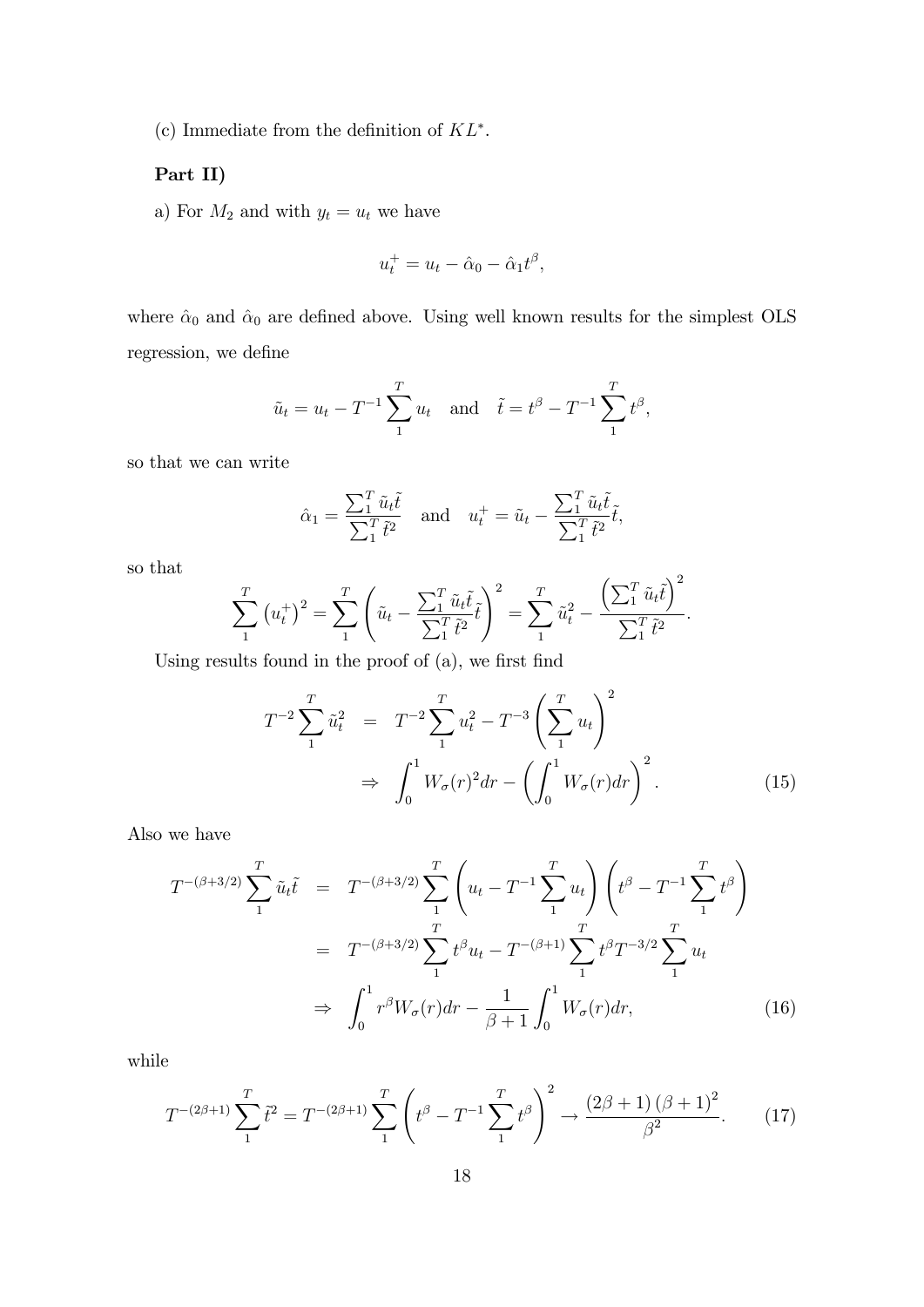(c) Immediate from the definition of $KL^*$.

**Part II)**

a) For $M_2$ and with $y_t = u_t$ we have

$$u_t^+ = u_t - \hat{\alpha}_0 - \hat{\alpha}_1 t^\beta,$$

where $\hat{\alpha}_0$ and $\hat{\alpha}_0$ are defined above. Using well known results for the simplest OLS regression, we define

$$\tilde{u}_t = u_t - T^{-1} \sum_1^T u_t \quad \text{and} \quad \tilde{t} = t^\beta - T^{-1} \sum_1^T t^\beta,$$

so that we can write

$$\hat{\alpha}_1 = \frac{\sum_1^T \tilde{u}_t \tilde{t}}{\sum_1^T \tilde{t}^2} \quad \text{and} \quad u_t^+ = \tilde{u}_t - \frac{\sum_1^T \tilde{u}_t \tilde{t}}{\sum_1^T \tilde{t}^2} \tilde{t},$$

so that

$$\sum_1^T \left(u_t^+\right)^2 = \sum_1^T \left( \tilde{u}_t - \frac{\sum_1^T \tilde{u}_t \tilde{t}}{\sum_1^T \tilde{t}^2} \tilde{t} \right)^2 = \sum_1^T \tilde{u}_t^2 - \frac{\left(\sum_1^T \tilde{u}_t \tilde{t}\right)^2}{\sum_1^T \tilde{t}^2}.$$

Using results found in the proof of (a), we first find

$$\begin{aligned} T^{-2} \sum_1^T \tilde{u}_t^2 &= T^{-2} \sum_1^T u_t^2 - T^{-3} \left( \sum_1^T u_t \right)^2 \\ &\Rightarrow \int_0^1 W_\sigma(r)^2 dr - \left( \int_0^1 W_\sigma(r) dr \right)^2. \end{aligned} \tag{15}$$

Also we have

$$\begin{aligned} T^{-(\beta+3/2)} \sum_1^T \tilde{u}_t \tilde{t} &= T^{-(\beta+3/2)} \sum_1^T \left( u_t - T^{-1} \sum_1^T u_t \right) \left( t^\beta - T^{-1} \sum_1^T t^\beta \right) \\ &= T^{-(\beta+3/2)} \sum_1^T t^\beta u_t - T^{-(\beta+1)} \sum_1^T t^\beta T^{-3/2} \sum_1^T u_t \\ &\Rightarrow \int_0^1 r^\beta W_\sigma(r) dr - \frac{1}{\beta+1} \int_0^1 W_\sigma(r) dr, \end{aligned} \tag{16}$$

while

$$T^{-(2\beta+1)} \sum_1^T \tilde{t}^2 = T^{-(2\beta+1)} \sum_1^T \left( t^\beta - T^{-1} \sum_1^T t^\beta \right)^2 \to \frac{(2\beta+1)(\beta+1)^2}{\beta^2}. \tag{17}$$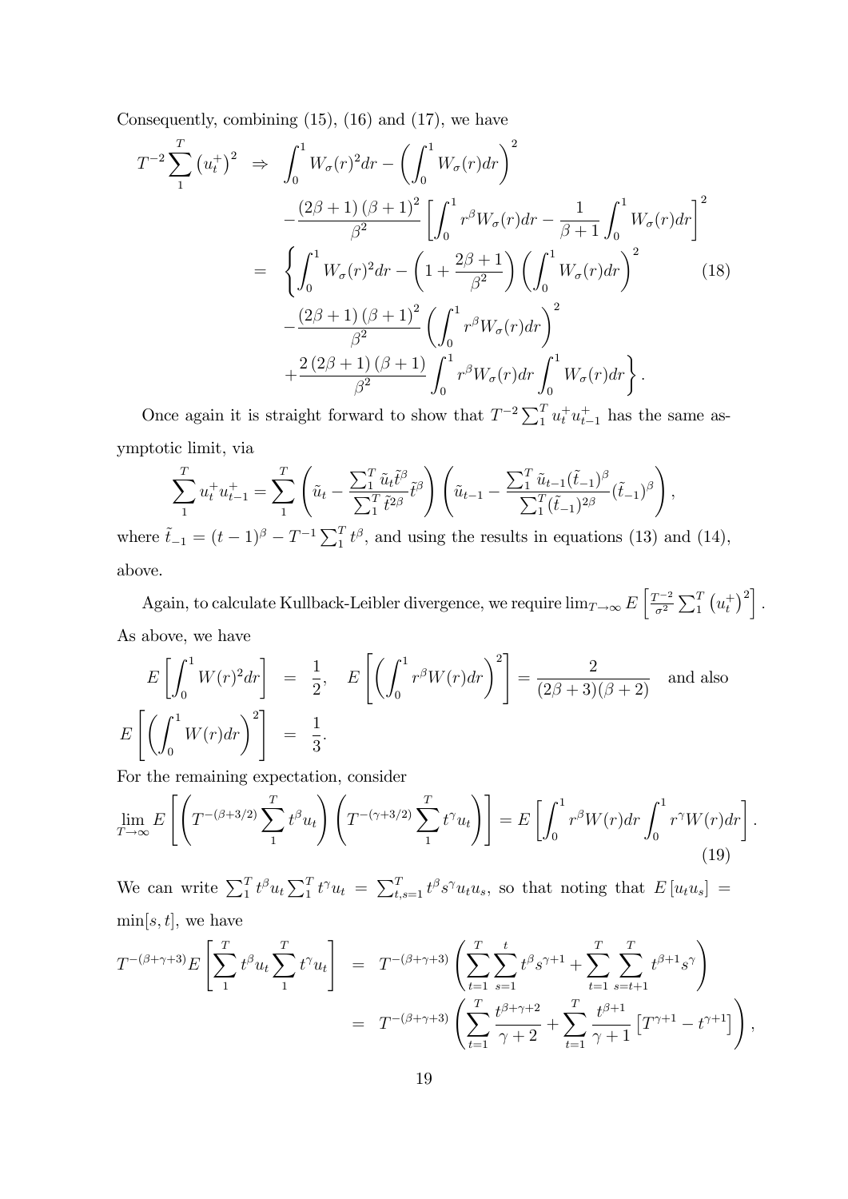Consequently, combining (15), (16) and (17), we have

$$
\begin{aligned}
T^{-2}\sum_{1}^{T}\left(u_t^{+}\right)^2 \;&\Rightarrow\; \int_0^1 W_\sigma(r)^2 dr - \left(\int_0^1 W_\sigma(r)dr\right)^2 \\
&\quad -\frac{(2\beta+1)(\beta+1)^2}{\beta^2}\left[\int_0^1 r^\beta W_\sigma(r)dr - \frac{1}{\beta+1}\int_0^1 W_\sigma(r)dr\right]^2 \\
&= \left\{\int_0^1 W_\sigma(r)^2 dr - \left(1+\frac{2\beta+1}{\beta^2}\right)\left(\int_0^1 W_\sigma(r)dr\right)^2\right. \qquad (18)\\
&\quad -\frac{(2\beta+1)(\beta+1)^2}{\beta^2}\left(\int_0^1 r^\beta W_\sigma(r)dr\right)^2 \\
&\quad \left.+\frac{2(2\beta+1)(\beta+1)}{\beta^2}\int_0^1 r^\beta W_\sigma(r)dr\int_0^1 W_\sigma(r)dr\right\}.
\end{aligned}
$$

Once again it is straight forward to show that $T^{-2}\sum_1^T u_t^+ u_{t-1}^+$ has the same asymptotic limit, via

$$
\sum_1^T u_t^+ u_{t-1}^+ = \sum_1^T \left(\tilde{u}_t - \frac{\sum_1^T \tilde{u}_t \tilde{t}^\beta}{\sum_1^T \tilde{t}^{2\beta}}\tilde{t}^\beta\right)\left(\tilde{u}_{t-1} - \frac{\sum_1^T \tilde{u}_{t-1}(\tilde{t}_{-1})^\beta}{\sum_1^T (\tilde{t}_{-1})^{2\beta}}(\tilde{t}_{-1})^\beta\right),
$$

where $\tilde{t}_{-1} = (t-1)^\beta - T^{-1}\sum_1^T t^\beta$, and using the results in equations (13) and (14), above.

Again, to calculate Kullback-Leibler divergence, we require $\lim_{T\to\infty} E\left[\frac{T^{-2}}{\sigma^2}\sum_1^T \left(u_t^+\right)^2\right]$. As above, we have

$$
E\left[\int_0^1 W(r)^2 dr\right] = \frac{1}{2}, \quad E\left[\left(\int_0^1 r^\beta W(r)dr\right)^2\right] = \frac{2}{(2\beta+3)(\beta+2)} \quad \text{and also}
$$

$$
E\left[\left(\int_0^1 W(r)dr\right)^2\right] = \frac{1}{3}.
$$

For the remaining expectation, consider

$$
\lim_{T\to\infty} E\left[\left(T^{-(\beta+3/2)}\sum_1^T t^\beta u_t\right)\left(T^{-(\gamma+3/2)}\sum_1^T t^\gamma u_t\right)\right] = E\left[\int_0^1 r^\beta W(r)dr \int_0^1 r^\gamma W(r)dr\right]. \tag{19}
$$

We can write $\sum_1^T t^\beta u_t \sum_1^T t^\gamma u_t = \sum_{t,s=1}^T t^\beta s^\gamma u_t u_s$, so that noting that $E[u_t u_s] = \min[s,t]$, we have

$$
\begin{aligned}
T^{-(\beta+\gamma+3)}E\left[\sum_1^T t^\beta u_t \sum_1^T t^\gamma u_t\right] &= T^{-(\beta+\gamma+3)}\left(\sum_{t=1}^T\sum_{s=1}^t t^\beta s^{\gamma+1} + \sum_{t=1}^T\sum_{s=t+1}^T t^{\beta+1}s^\gamma\right) \\
&= T^{-(\beta+\gamma+3)}\left(\sum_{t=1}^T \frac{t^{\beta+\gamma+2}}{\gamma+2} + \sum_{t=1}^T \frac{t^{\beta+1}}{\gamma+1}\left[T^{\gamma+1} - t^{\gamma+1}\right]\right),
\end{aligned}
$$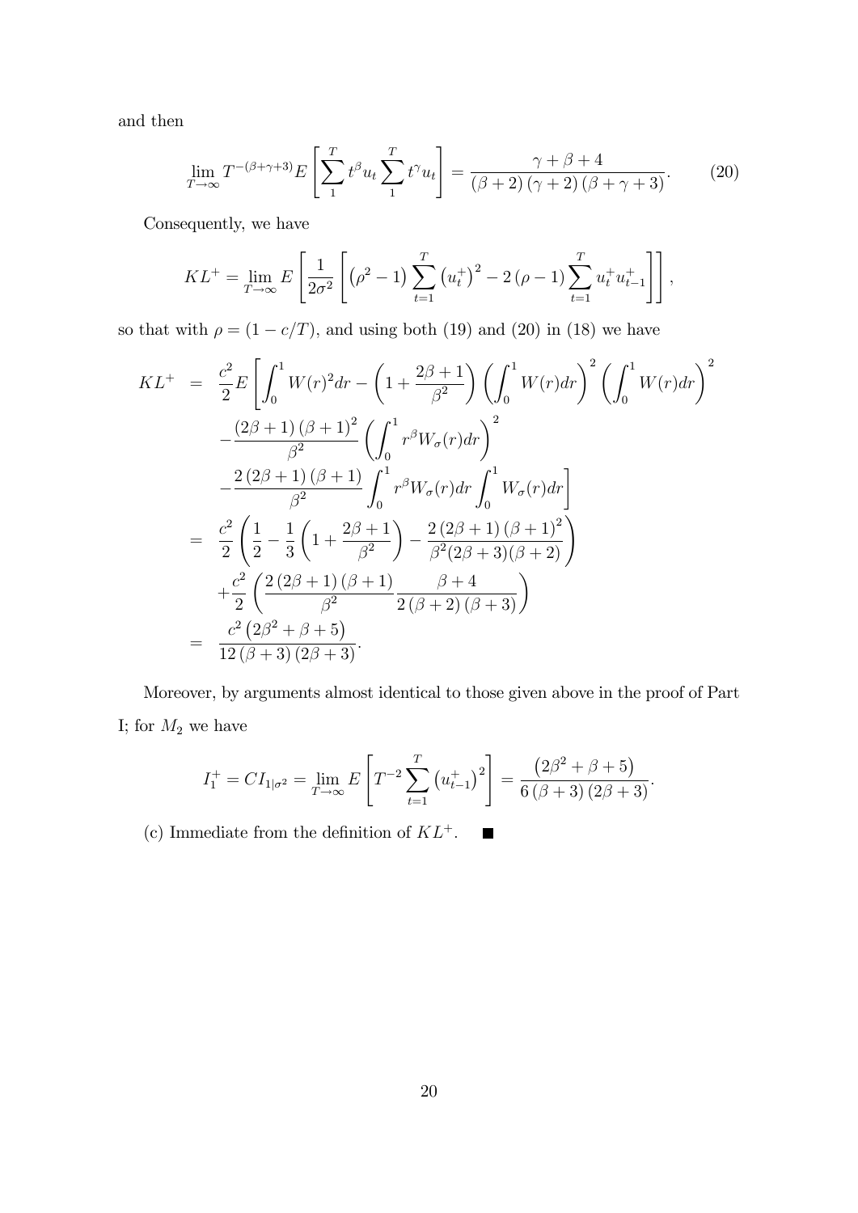and then

$$\lim_{T\to\infty} T^{-(\beta+\gamma+3)} E\left[\sum_1^T t^\beta u_t \sum_1^T t^\gamma u_t\right] = \frac{\gamma+\beta+4}{(\beta+2)(\gamma+2)(\beta+\gamma+3)}. \tag{20}$$

Consequently, we have

$$KL^+ = \lim_{T\to\infty} E\left[\frac{1}{2\sigma^2}\left[\left(\rho^2-1\right)\sum_{t=1}^T \left(u_t^+\right)^2 - 2(\rho-1)\sum_{t=1}^T u_t^+ u_{t-1}^+\right]\right],$$

so that with $\rho = (1 - c/T)$, and using both (19) and (20) in (18) we have

$$\begin{aligned}
KL^+ &= \frac{c^2}{2} E\left[\int_0^1 W(r)^2 dr - \left(1+\frac{2\beta+1}{\beta^2}\right)\left(\int_0^1 W(r)dr\right)^2 \left(\int_0^1 W(r)dr\right)^2\right.\\
&\quad - \frac{(2\beta+1)(\beta+1)^2}{\beta^2}\left(\int_0^1 r^\beta W_\sigma(r)dr\right)^2 \\
&\quad \left. - \frac{2(2\beta+1)(\beta+1)}{\beta^2}\int_0^1 r^\beta W_\sigma(r)dr \int_0^1 W_\sigma(r)dr\right] \\
&= \frac{c^2}{2}\left(\frac{1}{2} - \frac{1}{3}\left(1+\frac{2\beta+1}{\beta^2}\right) - \frac{2(2\beta+1)(\beta+1)^2}{\beta^2(2\beta+3)(\beta+2)}\right) \\
&\quad + \frac{c^2}{2}\left(\frac{2(2\beta+1)(\beta+1)}{\beta^2}\frac{\beta+4}{2(\beta+2)(\beta+3)}\right) \\
&= \frac{c^2\left(2\beta^2+\beta+5\right)}{12(\beta+3)(2\beta+3)}.
\end{aligned}$$

Moreover, by arguments almost identical to those given above in the proof of Part I; for $M_2$ we have

$$I_1^+ = CI_{1|\sigma^2} = \lim_{T\to\infty} E\left[T^{-2}\sum_{t=1}^T \left(u_{t-1}^+\right)^2\right] = \frac{\left(2\beta^2+\beta+5\right)}{6(\beta+3)(2\beta+3)}.$$

(c) Immediate from the definition of $KL^+$. ■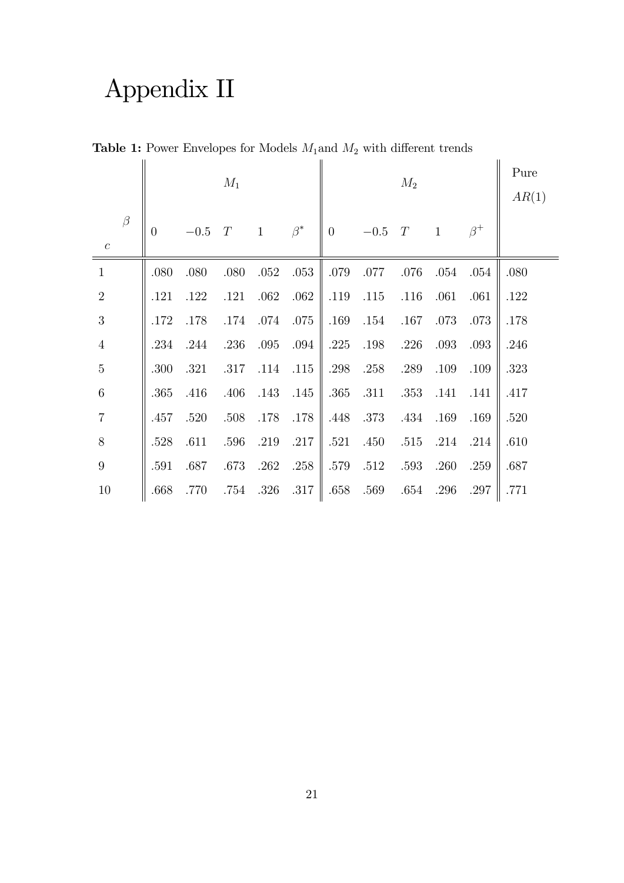# Appendix II

**Table 1:** Power Envelopes for Models $M_1$and $M_2$ with different trends

| | $M_1$ | | | | | $M_2$ | | | | | Pure $AR(1)$ |
|---|---|---|---|---|---|---|---|---|---|---|---|
| $c$ \ $\beta$ | $0$ | $-0.5$ | $T$ | $1$ | $\beta^*$ | $0$ | $-0.5$ | $T$ | $1$ | $\beta^+$ | |
| 1 | .080 | .080 | .080 | .052 | .053 | .079 | .077 | .076 | .054 | .054 | .080 |
| 2 | .121 | .122 | .121 | .062 | .062 | .119 | .115 | .116 | .061 | .061 | .122 |
| 3 | .172 | .178 | .174 | .074 | .075 | .169 | .154 | .167 | .073 | .073 | .178 |
| 4 | .234 | .244 | .236 | .095 | .094 | .225 | .198 | .226 | .093 | .093 | .246 |
| 5 | .300 | .321 | .317 | .114 | .115 | .298 | .258 | .289 | .109 | .109 | .323 |
| 6 | .365 | .416 | .406 | .143 | .145 | .365 | .311 | .353 | .141 | .141 | .417 |
| 7 | .457 | .520 | .508 | .178 | .178 | .448 | .373 | .434 | .169 | .169 | .520 |
| 8 | .528 | .611 | .596 | .219 | .217 | .521 | .450 | .515 | .214 | .214 | .610 |
| 9 | .591 | .687 | .673 | .262 | .258 | .579 | .512 | .593 | .260 | .259 | .687 |
| 10 | .668 | .770 | .754 | .326 | .317 | .658 | .569 | .654 | .296 | .297 | .771 |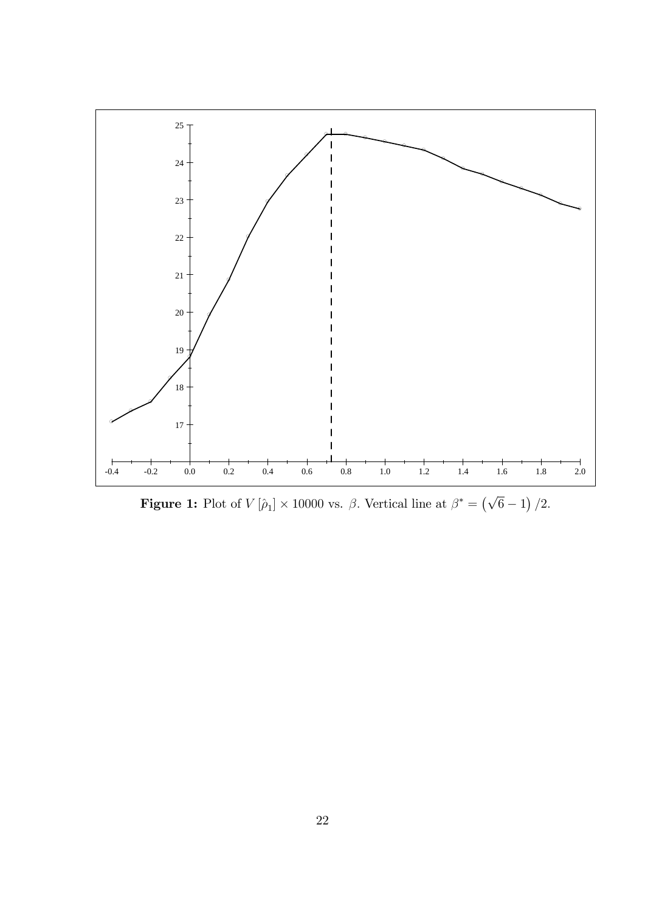**Figure 1:** Plot of $V[\hat{\rho}_1] \times 10000$ vs. $\beta$. Vertical line at $\beta^* = \left(\sqrt{6} - 1\right)/2$.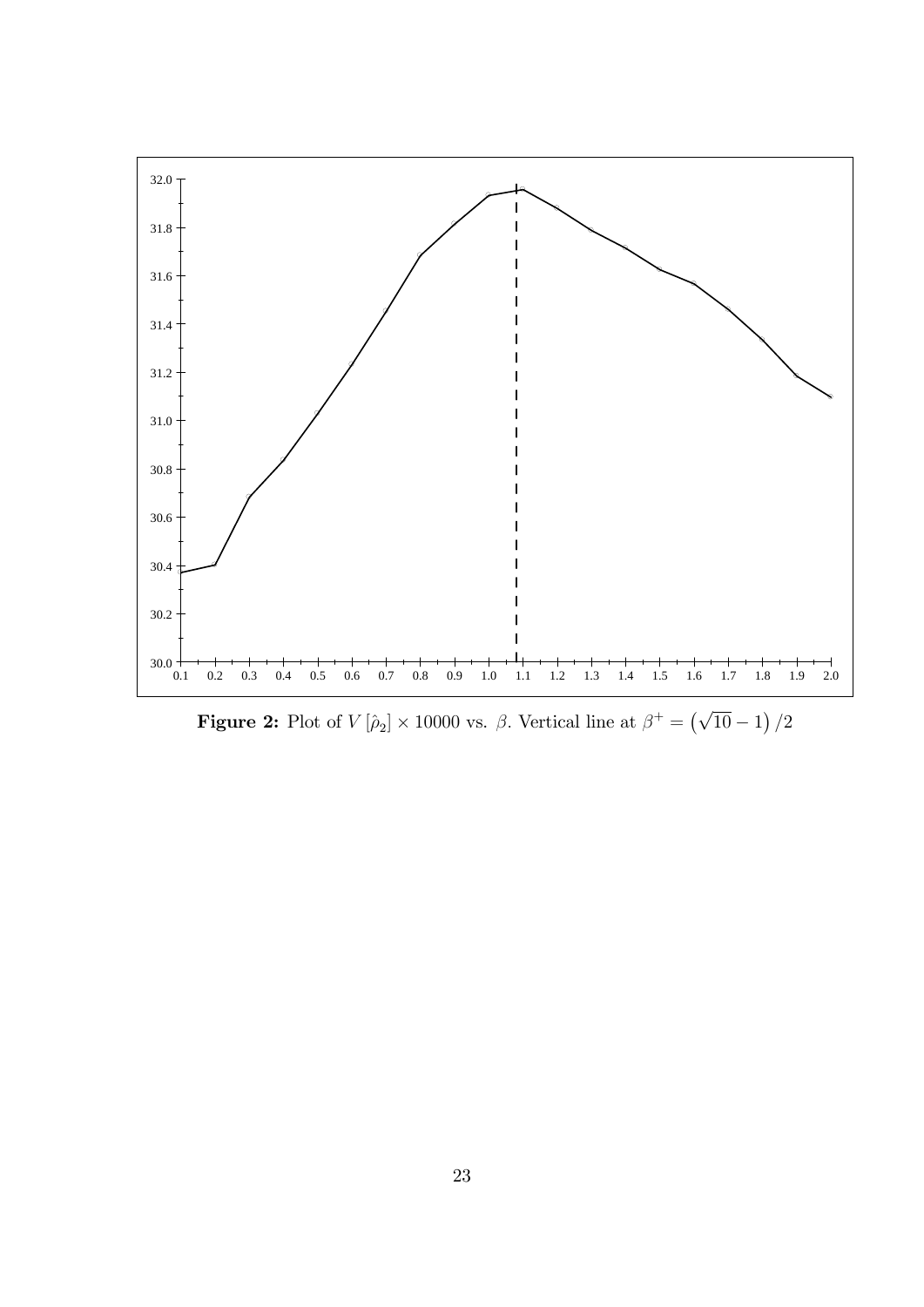32.0
31.8
31.6
31.4
31.2
31.0
30.8
30.6
30.4
30.2
30.0

0.1 0.2 0.3 0.4 0.5 0.6 0.7 0.8 0.9 1.0 1.1 1.2 1.3 1.4 1.5 1.6 1.7 1.8 1.9 2.0

**Figure 2:** Plot of $V[\hat{\rho}_2] \times 10000$ vs. $\beta$. Vertical line at $\beta^+ = \left(\sqrt{10} - 1\right)/2$